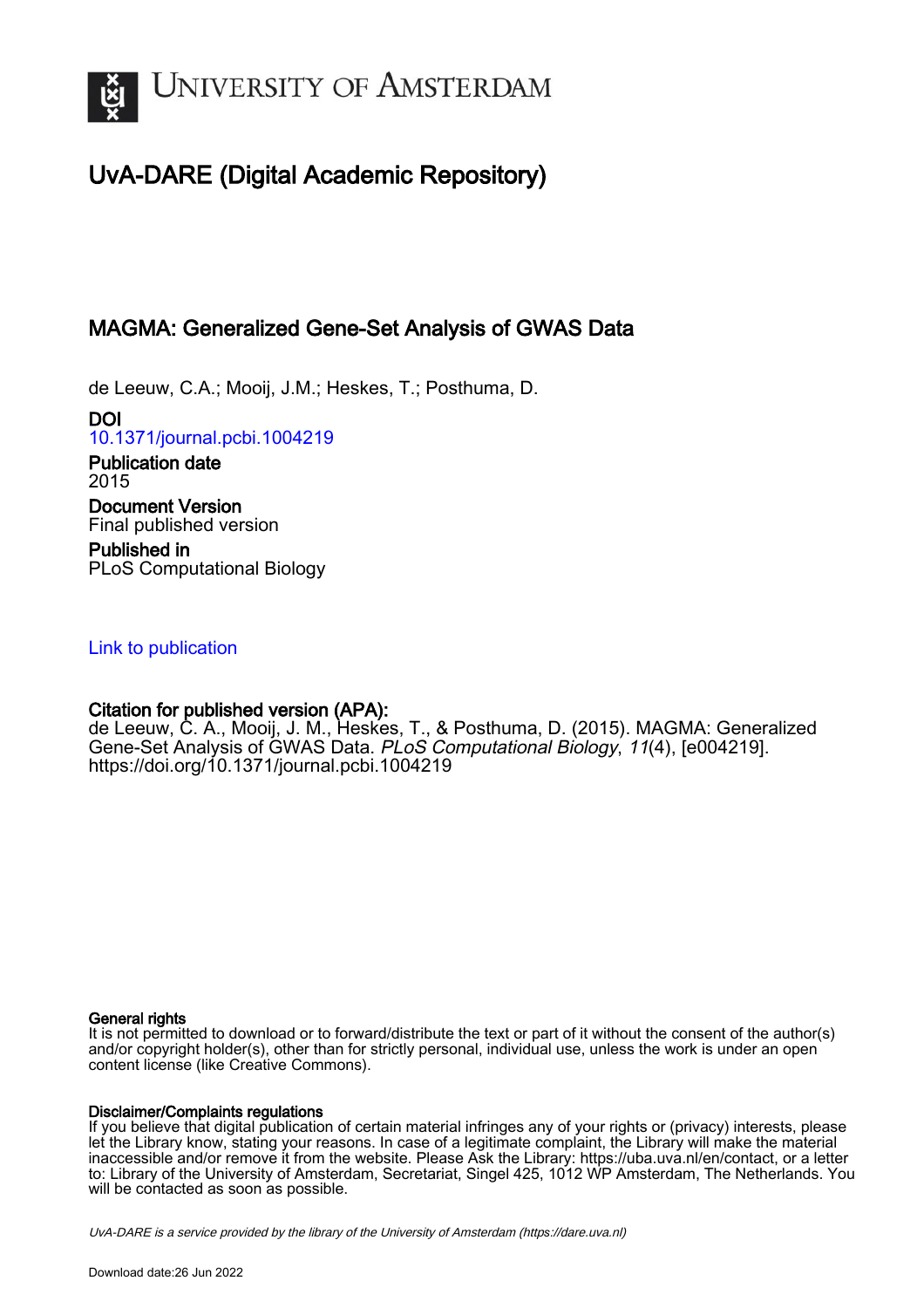# UvA-DARE (Digital Academic Repository)

## MAGMA: Generalized Gene-Set Analysis of GWAS Data

de Leeuw, C.A.; Mooij, J.M.; Heskes, T.; Posthuma, D.

**DOI**
10.1371/journal.pcbi.1004219

**Publication date**
2015

**Document Version**
Final published version

**Published in**
PLoS Computational Biology

Link to publication

**Citation for published version (APA):**
de Leeuw, C. A., Mooij, J. M., Heskes, T., & Posthuma, D. (2015). MAGMA: Generalized Gene-Set Analysis of GWAS Data. *PLoS Computational Biology*, *11*(4), [e004219]. https://doi.org/10.1371/journal.pcbi.1004219

**General rights**
It is not permitted to download or to forward/distribute the text or part of it without the consent of the author(s) and/or copyright holder(s), other than for strictly personal, individual use, unless the work is under an open content license (like Creative Commons).

**Disclaimer/Complaints regulations**
If you believe that digital publication of certain material infringes any of your rights or (privacy) interests, please let the Library know, stating your reasons. In case of a legitimate complaint, the Library will make the material inaccessible and/or remove it from the website. Please Ask the Library: https://uba.uva.nl/en/contact, or a letter to: Library of the University of Amsterdam, Secretariat, Singel 425, 1012 WP Amsterdam, The Netherlands. You will be contacted as soon as possible.

*UvA-DARE is a service provided by the library of the University of Amsterdam (https://dare.uva.nl)*

Download date:26 Jun 2022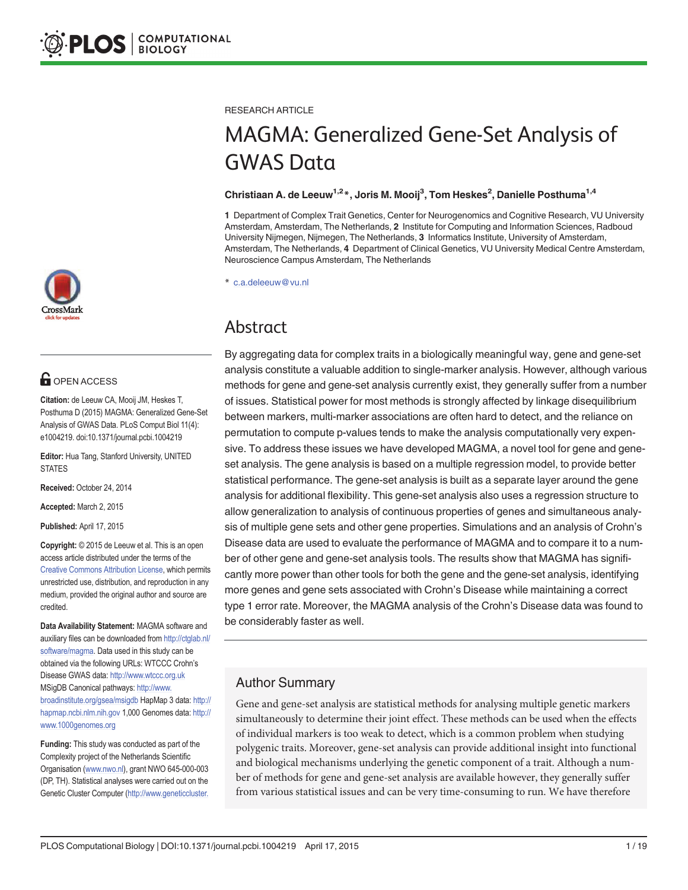RESEARCH ARTICLE

# MAGMA: Generalized Gene-Set Analysis of GWAS Data

**Christiaan A. de Leeuw[1,2]*, Joris M. Mooij[3], Tom Heskes[2], Danielle Posthuma[1,4]**

**1** Department of Complex Trait Genetics, Center for Neurogenomics and Cognitive Research, VU University Amsterdam, Amsterdam, The Netherlands, **2** Institute for Computing and Information Sciences, Radboud University Nijmegen, Nijmegen, The Netherlands, **3** Informatics Institute, University of Amsterdam, Amsterdam, The Netherlands, **4** Department of Clinical Genetics, VU University Medical Centre Amsterdam, Neuroscience Campus Amsterdam, The Netherlands

* c.a.deleeuw@vu.nl

OPEN ACCESS

**Citation:** de Leeuw CA, Mooij JM, Heskes T, Posthuma D (2015) MAGMA: Generalized Gene-Set Analysis of GWAS Data. PLoS Comput Biol 11(4): e1004219. doi:10.1371/journal.pcbi.1004219

**Editor:** Hua Tang, Stanford University, UNITED STATES

**Received:** October 24, 2014

**Accepted:** March 2, 2015

**Published:** April 17, 2015

**Copyright:** © 2015 de Leeuw et al. This is an open access article distributed under the terms of the Creative Commons Attribution License, which permits unrestricted use, distribution, and reproduction in any medium, provided the original author and source are credited.

**Data Availability Statement:** MAGMA software and auxiliary files can be downloaded from http://ctglab.nl/software/magma. Data used in this study can be obtained via the following URLs: WTCCC Crohn's Disease GWAS data: http://www.wtccc.org.uk MSigDB Canonical pathways: http://www.broadinstitute.org/gsea/msigdb HapMap 3 data: http://hapmap.ncbi.nlm.nih.gov 1,000 Genomes data: http://www.1000genomes.org

**Funding:** This study was conducted as part of the Complexity project of the Netherlands Scientific Organisation (www.nwo.nl), grant NWO 645-000-003 (DP, TH). Statistical analyses were carried out on the Genetic Cluster Computer (http://www.geneticcluster.

## Abstract

By aggregating data for complex traits in a biologically meaningful way, gene and gene-set analysis constitute a valuable addition to single-marker analysis. However, although various methods for gene and gene-set analysis currently exist, they generally suffer from a number of issues. Statistical power for most methods is strongly affected by linkage disequilibrium between markers, multi-marker associations are often hard to detect, and the reliance on permutation to compute p-values tends to make the analysis computationally very expensive. To address these issues we have developed MAGMA, a novel tool for gene and gene-set analysis. The gene analysis is based on a multiple regression model, to provide better statistical performance. The gene-set analysis is built as a separate layer around the gene analysis for additional flexibility. This gene-set analysis also uses a regression structure to allow generalization to analysis of continuous properties of genes and simultaneous analysis of multiple gene sets and other gene properties. Simulations and an analysis of Crohn's Disease data are used to evaluate the performance of MAGMA and to compare it to a number of other gene and gene-set analysis tools. The results show that MAGMA has significantly more power than other tools for both the gene and the gene-set analysis, identifying more genes and gene sets associated with Crohn's Disease while maintaining a correct type 1 error rate. Moreover, the MAGMA analysis of the Crohn's Disease data was found to be considerably faster as well.

## Author Summary

Gene and gene-set analysis are statistical methods for analysing multiple genetic markers simultaneously to determine their joint effect. These methods can be used when the effects of individual markers is too weak to detect, which is a common problem when studying polygenic traits. Moreover, gene-set analysis can provide additional insight into functional and biological mechanisms underlying the genetic component of a trait. Although a number of methods for gene and gene-set analysis are available however, they generally suffer from various statistical issues and can be very time-consuming to run. We have therefore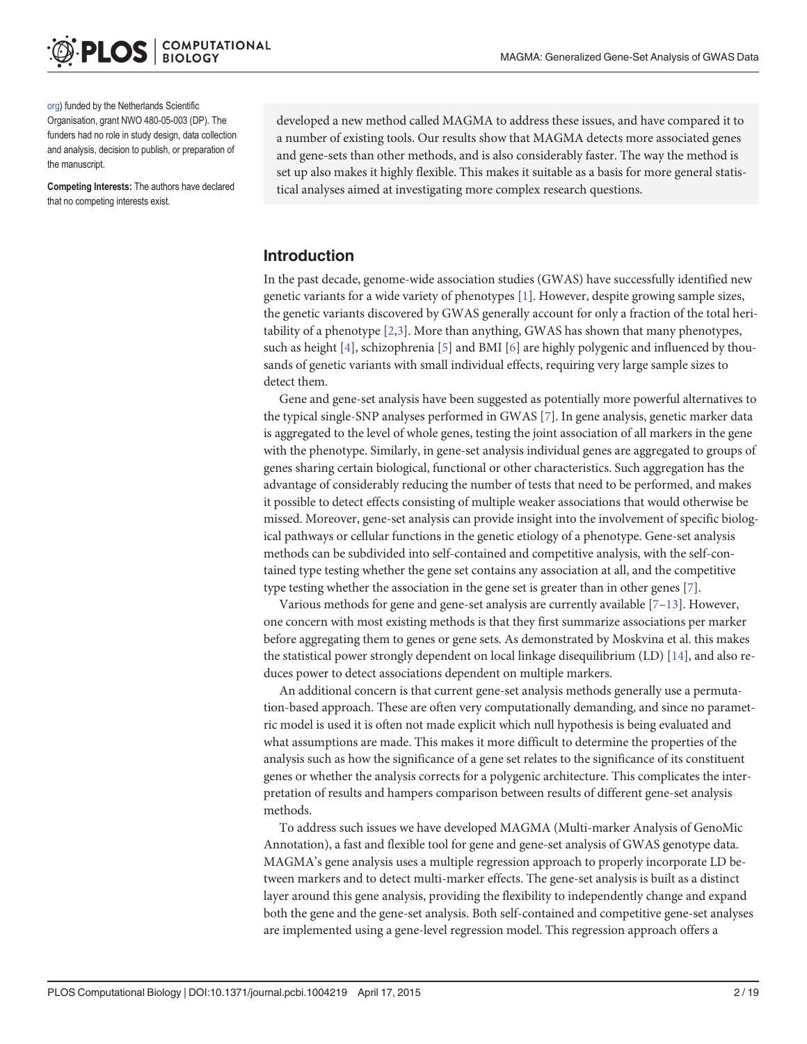org) funded by the Netherlands Scientific Organisation, grant NWO 480-05-003 (DP). The funders had no role in study design, data collection and analysis, decision to publish, or preparation of the manuscript.

**Competing Interests:** The authors have declared that no competing interests exist.

developed a new method called MAGMA to address these issues, and have compared it to a number of existing tools. Our results show that MAGMA detects more associated genes and gene-sets than other methods, and is also considerably faster. The way the method is set up also makes it highly flexible. This makes it suitable as a basis for more general statistical analyses aimed at investigating more complex research questions.

## Introduction

In the past decade, genome-wide association studies (GWAS) have successfully identified new genetic variants for a wide variety of phenotypes [1]. However, despite growing sample sizes, the genetic variants discovered by GWAS generally account for only a fraction of the total heritability of a phenotype [2,3]. More than anything, GWAS has shown that many phenotypes, such as height [4], schizophrenia [5] and BMI [6] are highly polygenic and influenced by thousands of genetic variants with small individual effects, requiring very large sample sizes to detect them.

Gene and gene-set analysis have been suggested as potentially more powerful alternatives to the typical single-SNP analyses performed in GWAS [7]. In gene analysis, genetic marker data is aggregated to the level of whole genes, testing the joint association of all markers in the gene with the phenotype. Similarly, in gene-set analysis individual genes are aggregated to groups of genes sharing certain biological, functional or other characteristics. Such aggregation has the advantage of considerably reducing the number of tests that need to be performed, and makes it possible to detect effects consisting of multiple weaker associations that would otherwise be missed. Moreover, gene-set analysis can provide insight into the involvement of specific biological pathways or cellular functions in the genetic etiology of a phenotype. Gene-set analysis methods can be subdivided into self-contained and competitive analysis, with the self-contained type testing whether the gene set contains any association at all, and the competitive type testing whether the association in the gene set is greater than in other genes [7].

Various methods for gene and gene-set analysis are currently available [7–13]. However, one concern with most existing methods is that they first summarize associations per marker before aggregating them to genes or gene sets. As demonstrated by Moskvina et al. this makes the statistical power strongly dependent on local linkage disequilibrium (LD) [14], and also reduces power to detect associations dependent on multiple markers.

An additional concern is that current gene-set analysis methods generally use a permutation-based approach. These are often very computationally demanding, and since no parametric model is used it is often not made explicit which null hypothesis is being evaluated and what assumptions are made. This makes it more difficult to determine the properties of the analysis such as how the significance of a gene set relates to the significance of its constituent genes or whether the analysis corrects for a polygenic architecture. This complicates the interpretation of results and hampers comparison between results of different gene-set analysis methods.

To address such issues we have developed MAGMA (Multi-marker Analysis of GenoMic Annotation), a fast and flexible tool for gene and gene-set analysis of GWAS genotype data. MAGMA's gene analysis uses a multiple regression approach to properly incorporate LD between markers and to detect multi-marker effects. The gene-set analysis is built as a distinct layer around this gene analysis, providing the flexibility to independently change and expand both the gene and the gene-set analysis. Both self-contained and competitive gene-set analyses are implemented using a gene-level regression model. This regression approach offers a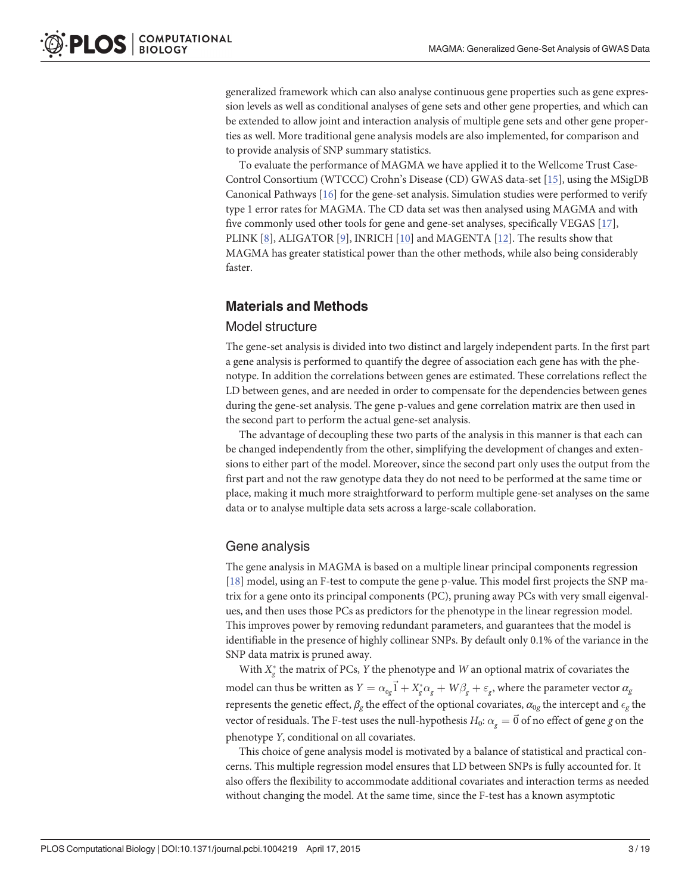generalized framework which can also analyse continuous gene properties such as gene expression levels as well as conditional analyses of gene sets and other gene properties, and which can be extended to allow joint and interaction analysis of multiple gene sets and other gene properties as well. More traditional gene analysis models are also implemented, for comparison and to provide analysis of SNP summary statistics.

To evaluate the performance of MAGMA we have applied it to the Wellcome Trust Case-Control Consortium (WTCCC) Crohn's Disease (CD) GWAS data-set [15], using the MSigDB Canonical Pathways [16] for the gene-set analysis. Simulation studies were performed to verify type 1 error rates for MAGMA. The CD data set was then analysed using MAGMA and with five commonly used other tools for gene and gene-set analyses, specifically VEGAS [17], PLINK [8], ALIGATOR [9], INRICH [10] and MAGENTA [12]. The results show that MAGMA has greater statistical power than the other methods, while also being considerably faster.

## Materials and Methods

### Model structure

The gene-set analysis is divided into two distinct and largely independent parts. In the first part a gene analysis is performed to quantify the degree of association each gene has with the phenotype. In addition the correlations between genes are estimated. These correlations reflect the LD between genes, and are needed in order to compensate for the dependencies between genes during the gene-set analysis. The gene p-values and gene correlation matrix are then used in the second part to perform the actual gene-set analysis.

The advantage of decoupling these two parts of the analysis in this manner is that each can be changed independently from the other, simplifying the development of changes and extensions to either part of the model. Moreover, since the second part only uses the output from the first part and not the raw genotype data they do not need to be performed at the same time or place, making it much more straightforward to perform multiple gene-set analyses on the same data or to analyse multiple data sets across a large-scale collaboration.

### Gene analysis

The gene analysis in MAGMA is based on a multiple linear principal components regression [18] model, using an F-test to compute the gene p-value. This model first projects the SNP matrix for a gene onto its principal components (PC), pruning away PCs with very small eigenvalues, and then uses those PCs as predictors for the phenotype in the linear regression model. This improves power by removing redundant parameters, and guarantees that the model is identifiable in the presence of highly collinear SNPs. By default only 0.1% of the variance in the SNP data matrix is pruned away.

With $X_g^*$ the matrix of PCs, $Y$ the phenotype and $W$ an optional matrix of covariates the model can thus be written as $Y = \alpha_{0g}\vec{1} + X_g^*\alpha_g + W\beta_g + \varepsilon_g$, where the parameter vector $\alpha_g$ represents the genetic effect, $\beta_g$ the effect of the optional covariates, $\alpha_{0g}$ the intercept and $\epsilon_g$ the vector of residuals. The F-test uses the null-hypothesis $H_0$: $\alpha_g = \vec{0}$ of no effect of gene $g$ on the phenotype $Y$, conditional on all covariates.

This choice of gene analysis model is motivated by a balance of statistical and practical concerns. This multiple regression model ensures that LD between SNPs is fully accounted for. It also offers the flexibility to accommodate additional covariates and interaction terms as needed without changing the model. At the same time, since the F-test has a known asymptotic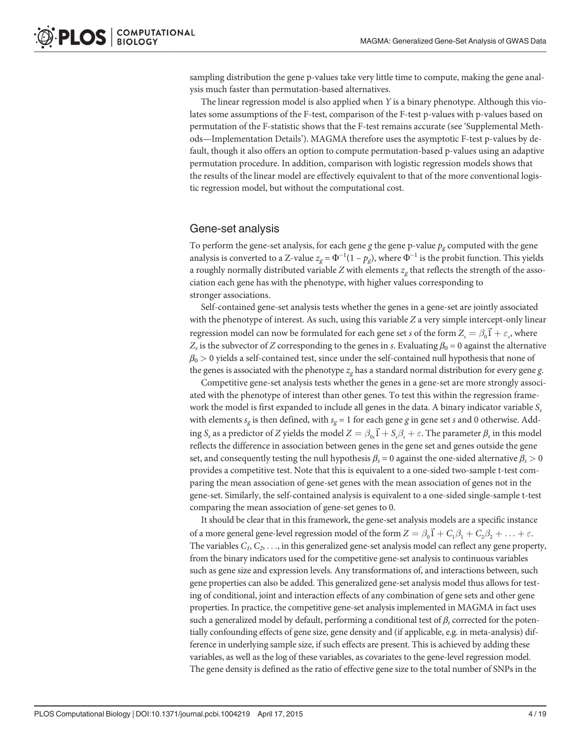sampling distribution the gene p-values take very little time to compute, making the gene analysis much faster than permutation-based alternatives.

The linear regression model is also applied when $Y$ is a binary phenotype. Although this violates some assumptions of the F-test, comparison of the F-test p-values with p-values based on permutation of the F-statistic shows that the F-test remains accurate (see 'Supplemental Methods—Implementation Details'). MAGMA therefore uses the asymptotic F-test p-values by default, though it also offers an option to compute permutation-based p-values using an adaptive permutation procedure. In addition, comparison with logistic regression models shows that the results of the linear model are effectively equivalent to that of the more conventional logistic regression model, but without the computational cost.

## Gene-set analysis

To perform the gene-set analysis, for each gene $g$ the gene p-value $p_g$ computed with the gene analysis is converted to a Z-value $z_g = \Phi^{-1}(1 - p_g)$, where $\Phi^{-1}$ is the probit function. This yields a roughly normally distributed variable $Z$ with elements $z_g$ that reflects the strength of the association each gene has with the phenotype, with higher values corresponding to stronger associations.

Self-contained gene-set analysis tests whether the genes in a gene-set are jointly associated with the phenotype of interest. As such, using this variable $Z$ a very simple intercept-only linear regression model can now be formulated for each gene set $s$ of the form $Z_s = \beta_0 \vec{1} + \varepsilon_s$, where $Z_s$ is the subvector of $Z$ corresponding to the genes in $s$. Evaluating $\beta_0 = 0$ against the alternative $\beta_0 > 0$ yields a self-contained test, since under the self-contained null hypothesis that none of the genes is associated with the phenotype $z_g$ has a standard normal distribution for every gene $g$.

Competitive gene-set analysis tests whether the genes in a gene-set are more strongly associated with the phenotype of interest than other genes. To test this within the regression framework the model is first expanded to include all genes in the data. A binary indicator variable $S_s$ with elements $s_g$ is then defined, with $s_g = 1$ for each gene $g$ in gene set $s$ and 0 otherwise. Adding $S_s$ as a predictor of $Z$ yields the model $Z = \beta_{0s} \vec{1} + S_s \beta_s + \varepsilon$. The parameter $\beta_s$ in this model reflects the difference in association between genes in the gene set and genes outside the gene set, and consequently testing the null hypothesis $\beta_s = 0$ against the one-sided alternative $\beta_s > 0$ provides a competitive test. Note that this is equivalent to a one-sided two-sample t-test comparing the mean association of gene-set genes with the mean association of genes not in the gene-set. Similarly, the self-contained analysis is equivalent to a one-sided single-sample t-test comparing the mean association of gene-set genes to 0.

It should be clear that in this framework, the gene-set analysis models are a specific instance of a more general gene-level regression model of the form $Z = \beta_0 \vec{1} + C_1 \beta_1 + C_2 \beta_2 + \ldots + \varepsilon$. The variables $C_1, C_2, \ldots$, in this generalized gene-set analysis model can reflect any gene property, from the binary indicators used for the competitive gene-set analysis to continuous variables such as gene size and expression levels. Any transformations of, and interactions between, such gene properties can also be added. This generalized gene-set analysis model thus allows for testing of conditional, joint and interaction effects of any combination of gene sets and other gene properties. In practice, the competitive gene-set analysis implemented in MAGMA in fact uses such a generalized model by default, performing a conditional test of $\beta_s$ corrected for the potentially confounding effects of gene size, gene density and (if applicable, e.g. in meta-analysis) difference in underlying sample size, if such effects are present. This is achieved by adding these variables, as well as the log of these variables, as covariates to the gene-level regression model. The gene density is defined as the ratio of effective gene size to the total number of SNPs in the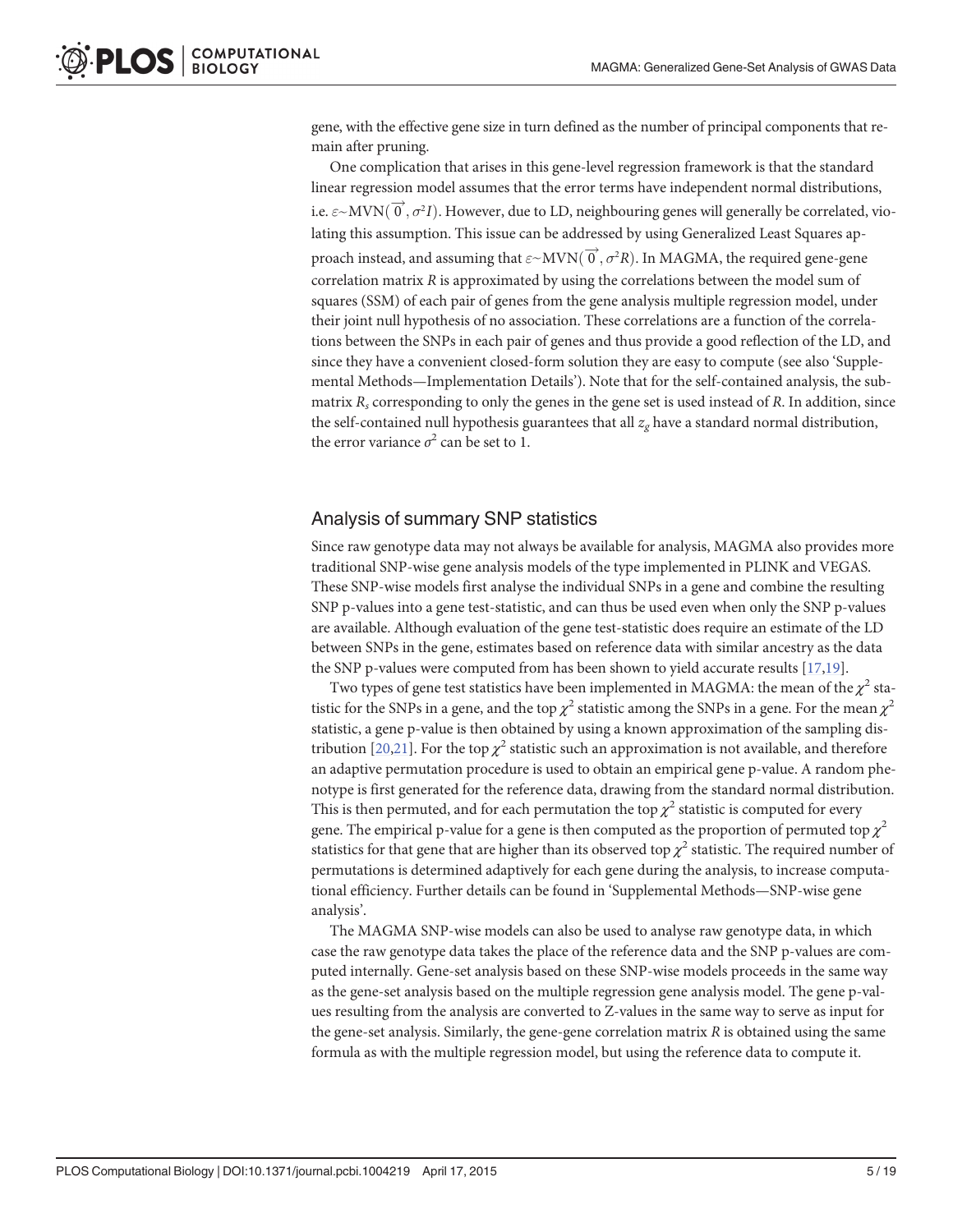gene, with the effective gene size in turn defined as the number of principal components that remain after pruning.

One complication that arises in this gene-level regression framework is that the standard linear regression model assumes that the error terms have independent normal distributions, i.e. $\varepsilon \sim \text{MVN}(\vec{0}, \sigma^2 I)$. However, due to LD, neighbouring genes will generally be correlated, violating this assumption. This issue can be addressed by using Generalized Least Squares approach instead, and assuming that $\varepsilon \sim \text{MVN}(\vec{0}, \sigma^2 R)$. In MAGMA, the required gene-gene correlation matrix $R$ is approximated by using the correlations between the model sum of squares (SSM) of each pair of genes from the gene analysis multiple regression model, under their joint null hypothesis of no association. These correlations are a function of the correlations between the SNPs in each pair of genes and thus provide a good reflection of the LD, and since they have a convenient closed-form solution they are easy to compute (see also 'Supplemental Methods—Implementation Details'). Note that for the self-contained analysis, the submatrix $R_s$ corresponding to only the genes in the gene set is used instead of $R$. In addition, since the self-contained null hypothesis guarantees that all $z_g$ have a standard normal distribution, the error variance $\sigma^2$ can be set to 1.

## Analysis of summary SNP statistics

Since raw genotype data may not always be available for analysis, MAGMA also provides more traditional SNP-wise gene analysis models of the type implemented in PLINK and VEGAS. These SNP-wise models first analyse the individual SNPs in a gene and combine the resulting SNP p-values into a gene test-statistic, and can thus be used even when only the SNP p-values are available. Although evaluation of the gene test-statistic does require an estimate of the LD between SNPs in the gene, estimates based on reference data with similar ancestry as the data the SNP p-values were computed from has been shown to yield accurate results [17,19].

Two types of gene test statistics have been implemented in MAGMA: the mean of the $\chi^2$ statistic for the SNPs in a gene, and the top $\chi^2$ statistic among the SNPs in a gene. For the mean $\chi^2$ statistic, a gene p-value is then obtained by using a known approximation of the sampling distribution [20,21]. For the top $\chi^2$ statistic such an approximation is not available, and therefore an adaptive permutation procedure is used to obtain an empirical gene p-value. A random phenotype is first generated for the reference data, drawing from the standard normal distribution. This is then permuted, and for each permutation the top $\chi^2$ statistic is computed for every gene. The empirical p-value for a gene is then computed as the proportion of permuted top $\chi^2$ statistics for that gene that are higher than its observed top $\chi^2$ statistic. The required number of permutations is determined adaptively for each gene during the analysis, to increase computational efficiency. Further details can be found in 'Supplemental Methods—SNP-wise gene analysis'.

The MAGMA SNP-wise models can also be used to analyse raw genotype data, in which case the raw genotype data takes the place of the reference data and the SNP p-values are computed internally. Gene-set analysis based on these SNP-wise models proceeds in the same way as the gene-set analysis based on the multiple regression gene analysis model. The gene p-values resulting from the analysis are converted to Z-values in the same way to serve as input for the gene-set analysis. Similarly, the gene-gene correlation matrix $R$ is obtained using the same formula as with the multiple regression model, but using the reference data to compute it.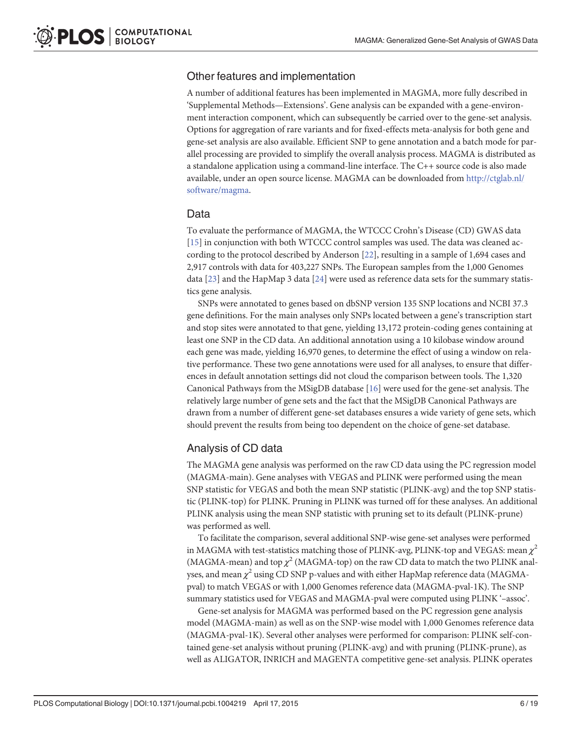## Other features and implementation

A number of additional features has been implemented in MAGMA, more fully described in 'Supplemental Methods—Extensions'. Gene analysis can be expanded with a gene-environment interaction component, which can subsequently be carried over to the gene-set analysis. Options for aggregation of rare variants and for fixed-effects meta-analysis for both gene and gene-set analysis are also available. Efficient SNP to gene annotation and a batch mode for parallel processing are provided to simplify the overall analysis process. MAGMA is distributed as a standalone application using a command-line interface. The C++ source code is also made available, under an open source license. MAGMA can be downloaded from http://ctglab.nl/software/magma.

## Data

To evaluate the performance of MAGMA, the WTCCC Crohn's Disease (CD) GWAS data [15] in conjunction with both WTCCC control samples was used. The data was cleaned according to the protocol described by Anderson [22], resulting in a sample of 1,694 cases and 2,917 controls with data for 403,227 SNPs. The European samples from the 1,000 Genomes data [23] and the HapMap 3 data [24] were used as reference data sets for the summary statistics gene analysis.

SNPs were annotated to genes based on dbSNP version 135 SNP locations and NCBI 37.3 gene definitions. For the main analyses only SNPs located between a gene's transcription start and stop sites were annotated to that gene, yielding 13,172 protein-coding genes containing at least one SNP in the CD data. An additional annotation using a 10 kilobase window around each gene was made, yielding 16,970 genes, to determine the effect of using a window on relative performance. These two gene annotations were used for all analyses, to ensure that differences in default annotation settings did not cloud the comparison between tools. The 1,320 Canonical Pathways from the MSigDB database [16] were used for the gene-set analysis. The relatively large number of gene sets and the fact that the MSigDB Canonical Pathways are drawn from a number of different gene-set databases ensures a wide variety of gene sets, which should prevent the results from being too dependent on the choice of gene-set database.

## Analysis of CD data

The MAGMA gene analysis was performed on the raw CD data using the PC regression model (MAGMA-main). Gene analyses with VEGAS and PLINK were performed using the mean SNP statistic for VEGAS and both the mean SNP statistic (PLINK-avg) and the top SNP statistic (PLINK-top) for PLINK. Pruning in PLINK was turned off for these analyses. An additional PLINK analysis using the mean SNP statistic with pruning set to its default (PLINK-prune) was performed as well.

To facilitate the comparison, several additional SNP-wise gene-set analyses were performed in MAGMA with test-statistics matching those of PLINK-avg, PLINK-top and VEGAS: mean $\chi^2$ (MAGMA-mean) and top $\chi^2$ (MAGMA-top) on the raw CD data to match the two PLINK analyses, and mean $\chi^2$ using CD SNP p-values and with either HapMap reference data (MAGMA-pval) to match VEGAS or with 1,000 Genomes reference data (MAGMA-pval-1K). The SNP summary statistics used for VEGAS and MAGMA-pval were computed using PLINK '–assoc'.

Gene-set analysis for MAGMA was performed based on the PC regression gene analysis model (MAGMA-main) as well as on the SNP-wise model with 1,000 Genomes reference data (MAGMA-pval-1K). Several other analyses were performed for comparison: PLINK self-contained gene-set analysis without pruning (PLINK-avg) and with pruning (PLINK-prune), as well as ALIGATOR, INRICH and MAGENTA competitive gene-set analysis. PLINK operates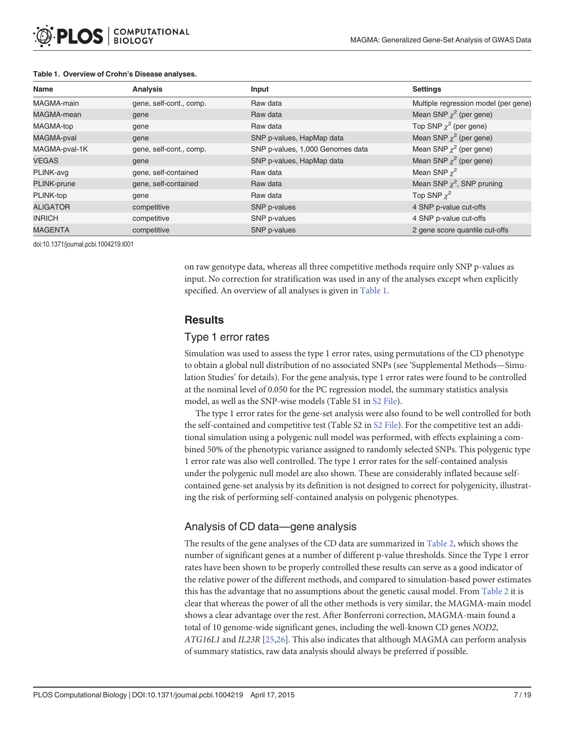**Table 1. Overview of Crohn's Disease analyses.**

| Name | Analysis | Input | Settings |
|---|---|---|---|
| MAGMA-main | gene, self-cont., comp. | Raw data | Multiple regression model (per gene) |
| MAGMA-mean | gene | Raw data | Mean SNP $\chi^2$ (per gene) |
| MAGMA-top | gene | Raw data | Top SNP $\chi^2$ (per gene) |
| MAGMA-pval | gene | SNP p-values, HapMap data | Mean SNP $\chi^2$ (per gene) |
| MAGMA-pval-1K | gene, self-cont., comp. | SNP p-values, 1,000 Genomes data | Mean SNP $\chi^2$ (per gene) |
| VEGAS | gene | SNP p-values, HapMap data | Mean SNP $\chi^2$ (per gene) |
| PLINK-avg | gene, self-contained | Raw data | Mean SNP $\chi^2$ |
| PLINK-prune | gene, self-contained | Raw data | Mean SNP $\chi^2$, SNP pruning |
| PLINK-top | gene | Raw data | Top SNP $\chi^2$ |
| ALIGATOR | competitive | SNP p-values | 4 SNP p-value cut-offs |
| INRICH | competitive | SNP p-values | 4 SNP p-value cut-offs |
| MAGENTA | competitive | SNP p-values | 2 gene score quantile cut-offs |

doi:10.1371/journal.pcbi.1004219.t001

on raw genotype data, whereas all three competitive methods require only SNP p-values as input. No correction for stratification was used in any of the analyses except when explicitly specified. An overview of all analyses is given in Table 1.

## Results

### Type 1 error rates

Simulation was used to assess the type 1 error rates, using permutations of the CD phenotype to obtain a global null distribution of no associated SNPs (see 'Supplemental Methods—Simulation Studies' for details). For the gene analysis, type 1 error rates were found to be controlled at the nominal level of 0.050 for the PC regression model, the summary statistics analysis model, as well as the SNP-wise models (Table S1 in S2 File).

The type 1 error rates for the gene-set analysis were also found to be well controlled for both the self-contained and competitive test (Table S2 in S2 File). For the competitive test an additional simulation using a polygenic null model was performed, with effects explaining a combined 50% of the phenotypic variance assigned to randomly selected SNPs. This polygenic type 1 error rate was also well controlled. The type 1 error rates for the self-contained analysis under the polygenic null model are also shown. These are considerably inflated because self-contained gene-set analysis by its definition is not designed to correct for polygenicity, illustrating the risk of performing self-contained analysis on polygenic phenotypes.

### Analysis of CD data—gene analysis

The results of the gene analyses of the CD data are summarized in Table 2, which shows the number of significant genes at a number of different p-value thresholds. Since the Type 1 error rates have been shown to be properly controlled these results can serve as a good indicator of the relative power of the different methods, and compared to simulation-based power estimates this has the advantage that no assumptions about the genetic causal model. From Table 2 it is clear that whereas the power of all the other methods is very similar, the MAGMA-main model shows a clear advantage over the rest. After Bonferroni correction, MAGMA-main found a total of 10 genome-wide significant genes, including the well-known CD genes *NOD2*, *ATG16L1* and *IL23R* [25,26]. This also indicates that although MAGMA can perform analysis of summary statistics, raw data analysis should always be preferred if possible.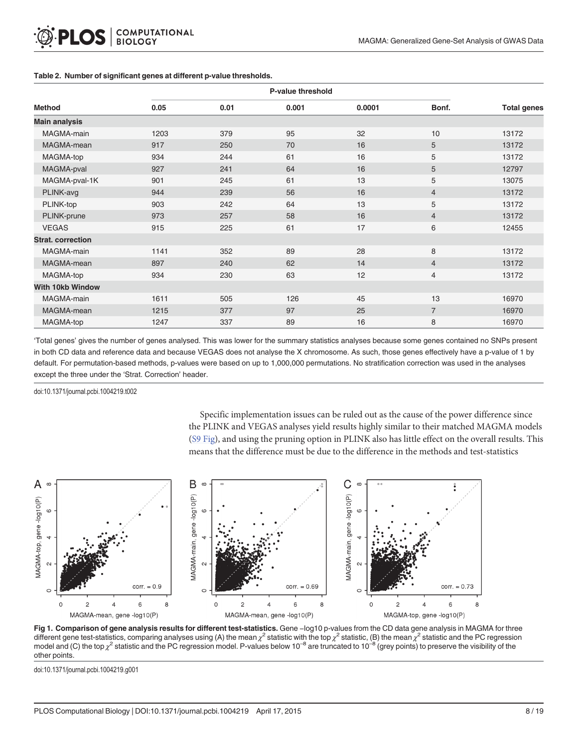**Table 2. Number of significant genes at different p-value thresholds.**

| Method | P-value threshold | | | | | Total genes |
|---|---|---|---|---|---|---|
| | 0.05 | 0.01 | 0.001 | 0.0001 | Bonf. | |
| **Main analysis** | | | | | | |
| MAGMA-main | 1203 | 379 | 95 | 32 | 10 | 13172 |
| MAGMA-mean | 917 | 250 | 70 | 16 | 5 | 13172 |
| MAGMA-top | 934 | 244 | 61 | 16 | 5 | 13172 |
| MAGMA-pval | 927 | 241 | 64 | 16 | 5 | 12797 |
| MAGMA-pval-1K | 901 | 245 | 61 | 13 | 5 | 13075 |
| PLINK-avg | 944 | 239 | 56 | 16 | 4 | 13172 |
| PLINK-top | 903 | 242 | 64 | 13 | 5 | 13172 |
| PLINK-prune | 973 | 257 | 58 | 16 | 4 | 13172 |
| VEGAS | 915 | 225 | 61 | 17 | 6 | 12455 |
| **Strat. correction** | | | | | | |
| MAGMA-main | 1141 | 352 | 89 | 28 | 8 | 13172 |
| MAGMA-mean | 897 | 240 | 62 | 14 | 4 | 13172 |
| MAGMA-top | 934 | 230 | 63 | 12 | 4 | 13172 |
| **With 10kb Window** | | | | | | |
| MAGMA-main | 1611 | 505 | 126 | 45 | 13 | 16970 |
| MAGMA-mean | 1215 | 377 | 97 | 25 | 7 | 16970 |
| MAGMA-top | 1247 | 337 | 89 | 16 | 8 | 16970 |

'Total genes' gives the number of genes analysed. This was lower for the summary statistics analyses because some genes contained no SNPs present in both CD data and reference data and because VEGAS does not analyse the X chromosome. As such, those genes effectively have a p-value of 1 by default. For permutation-based methods, p-values were based on up to 1,000,000 permutations. No stratification correction was used in the analyses except the three under the 'Strat. Correction' header.

doi:10.1371/journal.pcbi.1004219.t002

Specific implementation issues can be ruled out as the cause of the power difference since the PLINK and VEGAS analyses yield results highly similar to their matched MAGMA models (S9 Fig), and using the pruning option in PLINK also has little effect on the overall results. This means that the difference must be due to the difference in the methods and test-statistics

**Fig 1. Comparison of gene analysis results for different test-statistics.** Gene –log10 p-values from the CD data gene analysis in MAGMA for three different gene test-statistics, comparing analyses using (A) the mean $\chi^2$ statistic with the top $\chi^2$ statistic, (B) the mean $\chi^2$ statistic and the PC regression model and (C) the top $\chi^2$ statistic and the PC regression model. P-values below $10^{-8}$ are truncated to $10^{-8}$ (grey points) to preserve the visibility of the other points.

doi:10.1371/journal.pcbi.1004219.g001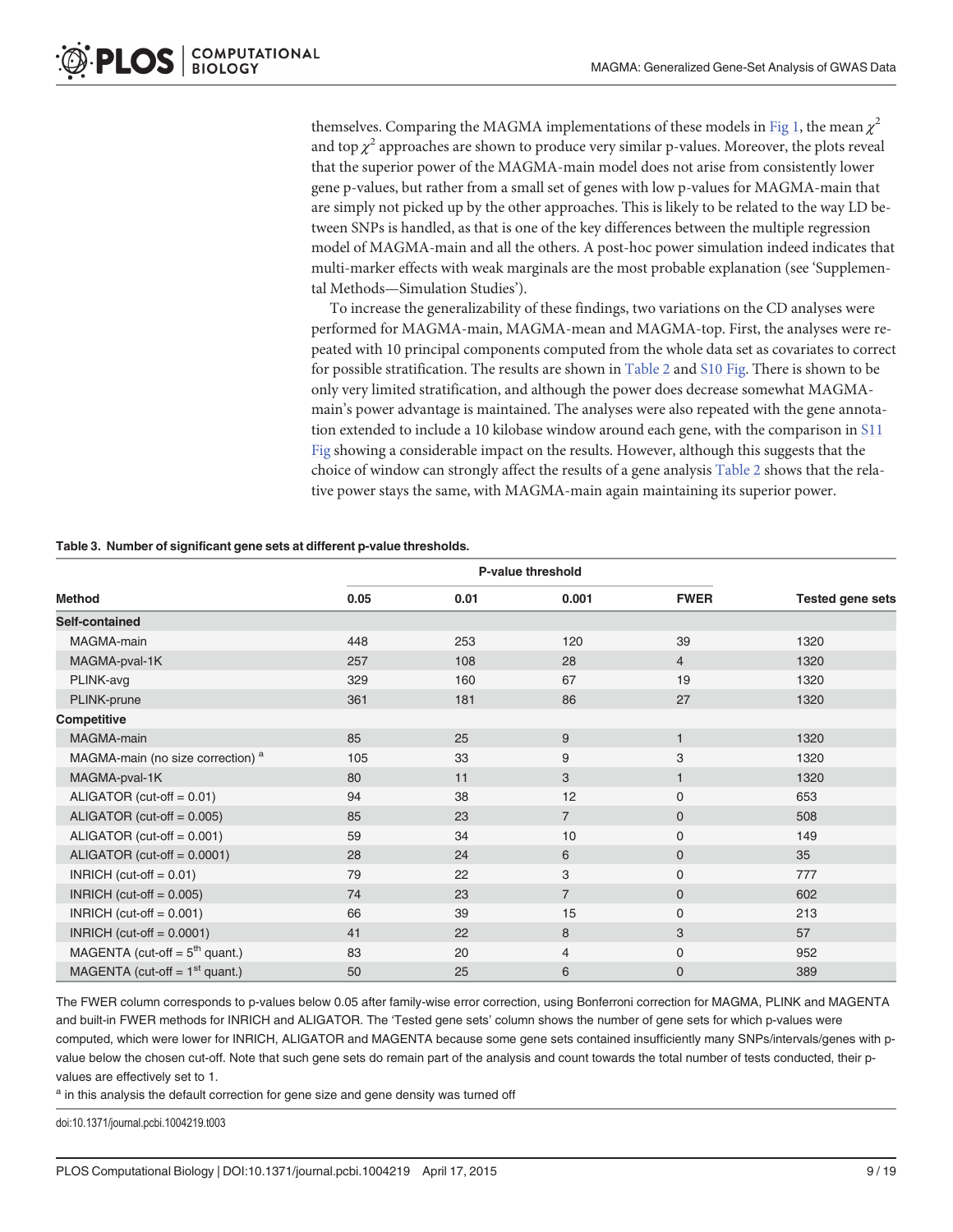themselves. Comparing the MAGMA implementations of these models in Fig 1, the mean $\chi^2$ and top $\chi^2$ approaches are shown to produce very similar p-values. Moreover, the plots reveal that the superior power of the MAGMA-main model does not arise from consistently lower gene p-values, but rather from a small set of genes with low p-values for MAGMA-main that are simply not picked up by the other approaches. This is likely to be related to the way LD between SNPs is handled, as that is one of the key differences between the multiple regression model of MAGMA-main and all the others. A post-hoc power simulation indeed indicates that multi-marker effects with weak marginals are the most probable explanation (see 'Supplemental Methods—Simulation Studies').

To increase the generalizability of these findings, two variations on the CD analyses were performed for MAGMA-main, MAGMA-mean and MAGMA-top. First, the analyses were repeated with 10 principal components computed from the whole data set as covariates to correct for possible stratification. The results are shown in Table 2 and S10 Fig. There is shown to be only very limited stratification, and although the power does decrease somewhat MAGMA-main's power advantage is maintained. The analyses were also repeated with the gene annotation extended to include a 10 kilobase window around each gene, with the comparison in S11 Fig showing a considerable impact on the results. However, although this suggests that the choice of window can strongly affect the results of a gene analysis Table 2 shows that the relative power stays the same, with MAGMA-main again maintaining its superior power.

**Table 3. Number of significant gene sets at different p-value thresholds.**

| Method | P-value threshold | | | | Tested gene sets |
|---|---|---|---|---|---|
| | 0.05 | 0.01 | 0.001 | FWER | |
| **Self-contained** | | | | | |
| MAGMA-main | 448 | 253 | 120 | 39 | 1320 |
| MAGMA-pval-1K | 257 | 108 | 28 | 4 | 1320 |
| PLINK-avg | 329 | 160 | 67 | 19 | 1320 |
| PLINK-prune | 361 | 181 | 86 | 27 | 1320 |
| **Competitive** | | | | | |
| MAGMA-main | 85 | 25 | 9 | 1 | 1320 |
| MAGMA-main (no size correction) [a] | 105 | 33 | 9 | 3 | 1320 |
| MAGMA-pval-1K | 80 | 11 | 3 | 1 | 1320 |
| ALIGATOR (cut-off = 0.01) | 94 | 38 | 12 | 0 | 653 |
| ALIGATOR (cut-off = 0.005) | 85 | 23 | 7 | 0 | 508 |
| ALIGATOR (cut-off = 0.001) | 59 | 34 | 10 | 0 | 149 |
| ALIGATOR (cut-off = 0.0001) | 28 | 24 | 6 | 0 | 35 |
| INRICH (cut-off = 0.01) | 79 | 22 | 3 | 0 | 777 |
| INRICH (cut-off = 0.005) | 74 | 23 | 7 | 0 | 602 |
| INRICH (cut-off = 0.001) | 66 | 39 | 15 | 0 | 213 |
| INRICH (cut-off = 0.0001) | 41 | 22 | 8 | 3 | 57 |
| MAGENTA (cut-off = $5^{th}$ quant.) | 83 | 20 | 4 | 0 | 952 |
| MAGENTA (cut-off = $1^{st}$ quant.) | 50 | 25 | 6 | 0 | 389 |

The FWER column corresponds to p-values below 0.05 after family-wise error correction, using Bonferroni correction for MAGMA, PLINK and MAGENTA and built-in FWER methods for INRICH and ALIGATOR. The 'Tested gene sets' column shows the number of gene sets for which p-values were computed, which were lower for INRICH, ALIGATOR and MAGENTA because some gene sets contained insufficiently many SNPs/intervals/genes with p-value below the chosen cut-off. Note that such gene sets do remain part of the analysis and count towards the total number of tests conducted, their p-values are effectively set to 1.

[a] in this analysis the default correction for gene size and gene density was turned off

doi:10.1371/journal.pcbi.1004219.t003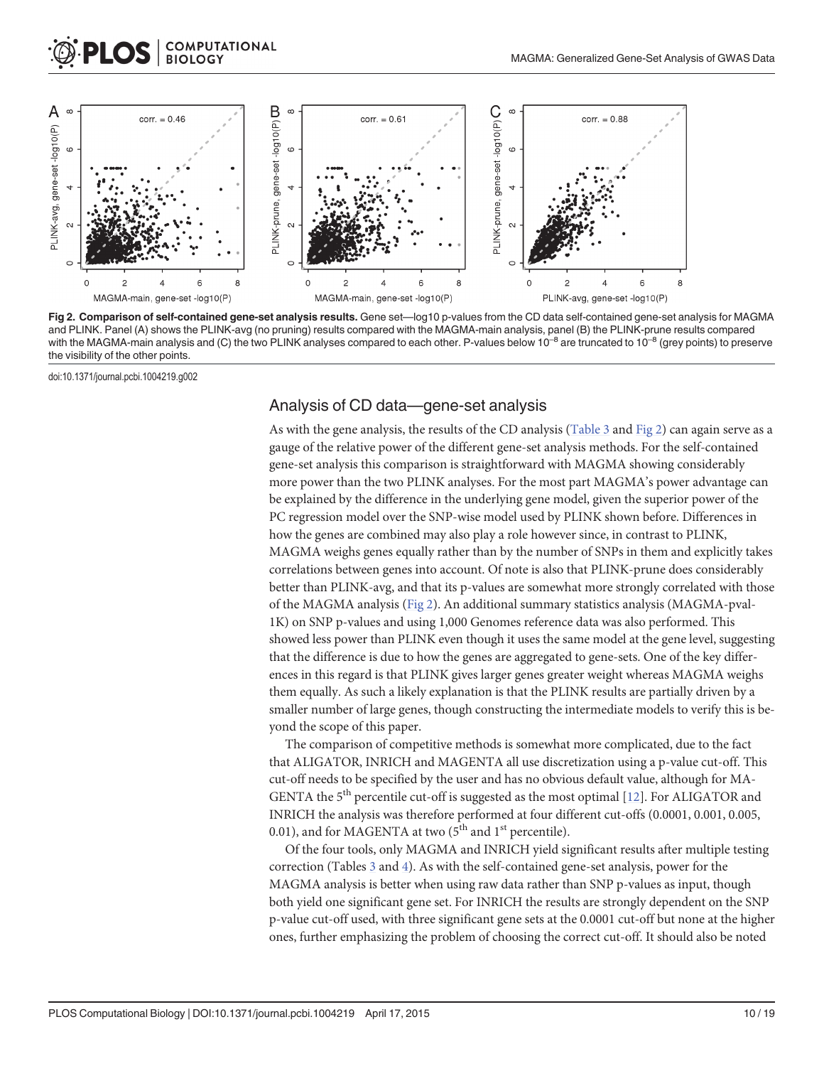Fig 2. Comparison of self-contained gene-set analysis results. Gene set—log10 p-values from the CD data self-contained gene-set analysis for MAGMA and PLINK. Panel (A) shows the PLINK-avg (no pruning) results compared with the MAGMA-main analysis, panel (B) the PLINK-prune results compared with the MAGMA-main analysis and (C) the two PLINK analyses compared to each other. P-values below $10^{-8}$ are truncated to $10^{-8}$ (grey points) to preserve the visibility of the other points.

doi:10.1371/journal.pcbi.1004219.g002

## Analysis of CD data—gene-set analysis

As with the gene analysis, the results of the CD analysis (Table 3 and Fig 2) can again serve as a gauge of the relative power of the different gene-set analysis methods. For the self-contained gene-set analysis this comparison is straightforward with MAGMA showing considerably more power than the two PLINK analyses. For the most part MAGMA's power advantage can be explained by the difference in the underlying gene model, given the superior power of the PC regression model over the SNP-wise model used by PLINK shown before. Differences in how the genes are combined may also play a role however since, in contrast to PLINK, MAGMA weighs genes equally rather than by the number of SNPs in them and explicitly takes correlations between genes into account. Of note is also that PLINK-prune does considerably better than PLINK-avg, and that its p-values are somewhat more strongly correlated with those of the MAGMA analysis (Fig 2). An additional summary statistics analysis (MAGMA-pval-1K) on SNP p-values and using 1,000 Genomes reference data was also performed. This showed less power than PLINK even though it uses the same model at the gene level, suggesting that the difference is due to how the genes are aggregated to gene-sets. One of the key differences in this regard is that PLINK gives larger genes greater weight whereas MAGMA weighs them equally. As such a likely explanation is that the PLINK results are partially driven by a smaller number of large genes, though constructing the intermediate models to verify this is beyond the scope of this paper.

The comparison of competitive methods is somewhat more complicated, due to the fact that ALIGATOR, INRICH and MAGENTA all use discretization using a p-value cut-off. This cut-off needs to be specified by the user and has no obvious default value, although for MAGENTA the 5th percentile cut-off is suggested as the most optimal [12]. For ALIGATOR and INRICH the analysis was therefore performed at four different cut-offs (0.0001, 0.001, 0.005, 0.01), and for MAGENTA at two (5th and 1st percentile).

Of the four tools, only MAGMA and INRICH yield significant results after multiple testing correction (Tables 3 and 4). As with the self-contained gene-set analysis, power for the MAGMA analysis is better when using raw data rather than SNP p-values as input, though both yield one significant gene set. For INRICH the results are strongly dependent on the SNP p-value cut-off used, with three significant gene sets at the 0.0001 cut-off but none at the higher ones, further emphasizing the problem of choosing the correct cut-off. It should also be noted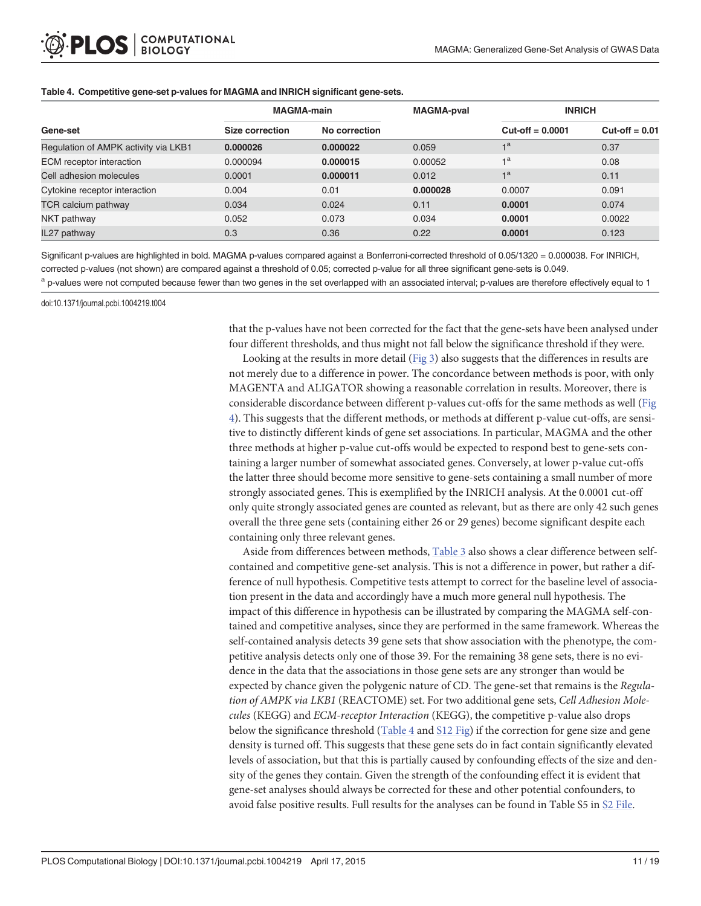**Table 4. Competitive gene-set p-values for MAGMA and INRICH significant gene-sets.**

| Gene-set | MAGMA-main | | MAGMA-pval | INRICH | |
|---|---|---|---|---|---|
| | Size correction | No correction | | Cut-off = 0.0001 | Cut-off = 0.01 |
| Regulation of AMPK activity via LKB1 | **0.000026** | **0.000022** | 0.059 | 1[a] | 0.37 |
| ECM receptor interaction | 0.000094 | **0.000015** | 0.00052 | 1[a] | 0.08 |
| Cell adhesion molecules | 0.0001 | **0.000011** | 0.012 | 1[a] | 0.11 |
| Cytokine receptor interaction | 0.004 | 0.01 | **0.000028** | 0.0007 | 0.091 |
| TCR calcium pathway | 0.034 | 0.024 | 0.11 | **0.0001** | 0.074 |
| NKT pathway | 0.052 | 0.073 | 0.034 | **0.0001** | 0.0022 |
| IL27 pathway | 0.3 | 0.36 | 0.22 | **0.0001** | 0.123 |

Significant p-values are highlighted in bold. MAGMA p-values compared against a Bonferroni-corrected threshold of 0.05/1320 = 0.000038. For INRICH, corrected p-values (not shown) are compared against a threshold of 0.05; corrected p-value for all three significant gene-sets is 0.049.

[a] p-values were not computed because fewer than two genes in the set overlapped with an associated interval; p-values are therefore effectively equal to 1

doi:10.1371/journal.pcbi.1004219.t004

that the p-values have not been corrected for the fact that the gene-sets have been analysed under four different thresholds, and thus might not fall below the significance threshold if they were.

Looking at the results in more detail (Fig 3) also suggests that the differences in results are not merely due to a difference in power. The concordance between methods is poor, with only MAGENTA and ALIGATOR showing a reasonable correlation in results. Moreover, there is considerable discordance between different p-values cut-offs for the same methods as well (Fig 4). This suggests that the different methods, or methods at different p-value cut-offs, are sensitive to distinctly different kinds of gene set associations. In particular, MAGMA and the other three methods at higher p-value cut-offs would be expected to respond best to gene-sets containing a larger number of somewhat associated genes. Conversely, at lower p-value cut-offs the latter three should become more sensitive to gene-sets containing a small number of more strongly associated genes. This is exemplified by the INRICH analysis. At the 0.0001 cut-off only quite strongly associated genes are counted as relevant, but as there are only 42 such genes overall the three gene sets (containing either 26 or 29 genes) become significant despite each containing only three relevant genes.

Aside from differences between methods, Table 3 also shows a clear difference between self-contained and competitive gene-set analysis. This is not a difference in power, but rather a difference of null hypothesis. Competitive tests attempt to correct for the baseline level of association present in the data and accordingly have a much more general null hypothesis. The impact of this difference in hypothesis can be illustrated by comparing the MAGMA self-contained and competitive analyses, since they are performed in the same framework. Whereas the self-contained analysis detects 39 gene sets that show association with the phenotype, the competitive analysis detects only one of those 39. For the remaining 38 gene sets, there is no evidence in the data that the associations in those gene sets are any stronger than would be expected by chance given the polygenic nature of CD. The gene-set that remains is the *Regulation of AMPK via LKB1* (REACTOME) set. For two additional gene sets, *Cell Adhesion Molecules* (KEGG) and *ECM-receptor Interaction* (KEGG), the competitive p-value also drops below the significance threshold (Table 4 and S12 Fig) if the correction for gene size and gene density is turned off. This suggests that these gene sets do in fact contain significantly elevated levels of association, but that this is partially caused by confounding effects of the size and density of the genes they contain. Given the strength of the confounding effect it is evident that gene-set analyses should always be corrected for these and other potential confounders, to avoid false positive results. Full results for the analyses can be found in Table S5 in S2 File.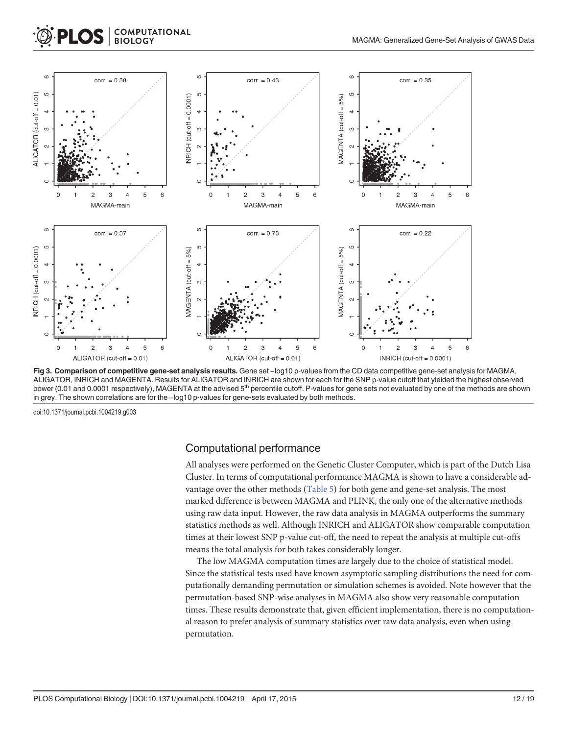**Fig 3. Comparison of competitive gene-set analysis results.** Gene set –log10 p-values from the CD data competitive gene-set analysis for MAGMA, ALIGATOR, INRICH and MAGENTA. Results for ALIGATOR and INRICH are shown for each for the SNP p-value cutoff that yielded the highest observed power (0.01 and 0.0001 respectively), MAGENTA at the advised 5th percentile cutoff. P-values for gene sets not evaluated by one of the methods are shown in grey. The shown correlations are for the –log10 p-values for gene-sets evaluated by both methods.

doi:10.1371/journal.pcbi.1004219.g003

## Computational performance

All analyses were performed on the Genetic Cluster Computer, which is part of the Dutch Lisa Cluster. In terms of computational performance MAGMA is shown to have a considerable advantage over the other methods (Table 5) for both gene and gene-set analysis. The most marked difference is between MAGMA and PLINK, the only one of the alternative methods using raw data input. However, the raw data analysis in MAGMA outperforms the summary statistics methods as well. Although INRICH and ALIGATOR show comparable computation times at their lowest SNP p-value cut-off, the need to repeat the analysis at multiple cut-offs means the total analysis for both takes considerably longer.

The low MAGMA computation times are largely due to the choice of statistical model. Since the statistical tests used have known asymptotic sampling distributions the need for computationally demanding permutation or simulation schemes is avoided. Note however that the permutation-based SNP-wise analyses in MAGMA also show very reasonable computation times. These results demonstrate that, given efficient implementation, there is no computational reason to prefer analysis of summary statistics over raw data analysis, even when using permutation.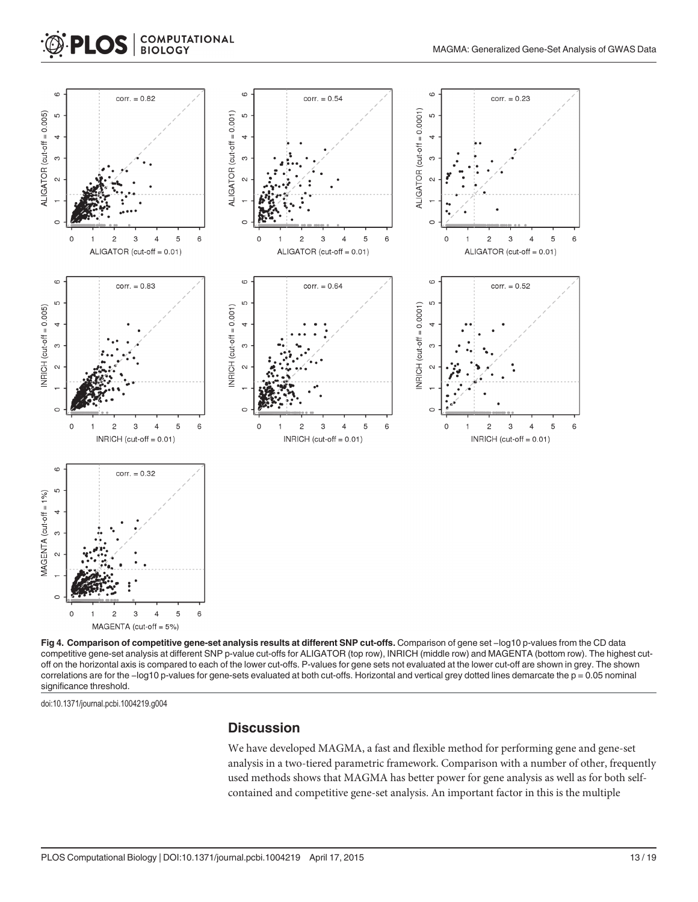**Fig 4. Comparison of competitive gene-set analysis results at different SNP cut-offs.** Comparison of gene set –log10 p-values from the CD data competitive gene-set analysis at different SNP p-value cut-offs for ALIGATOR (top row), INRICH (middle row) and MAGENTA (bottom row). The highest cut-off on the horizontal axis is compared to each of the lower cut-offs. P-values for gene sets not evaluated at the lower cut-off are shown in grey. The shown correlations are for the –log10 p-values for gene-sets evaluated at both cut-offs. Horizontal and vertical grey dotted lines demarcate the p = 0.05 nominal significance threshold.

doi:10.1371/journal.pcbi.1004219.g004

## Discussion

We have developed MAGMA, a fast and flexible method for performing gene and gene-set analysis in a two-tiered parametric framework. Comparison with a number of other, frequently used methods shows that MAGMA has better power for gene analysis as well as for both self-contained and competitive gene-set analysis. An important factor in this is the multiple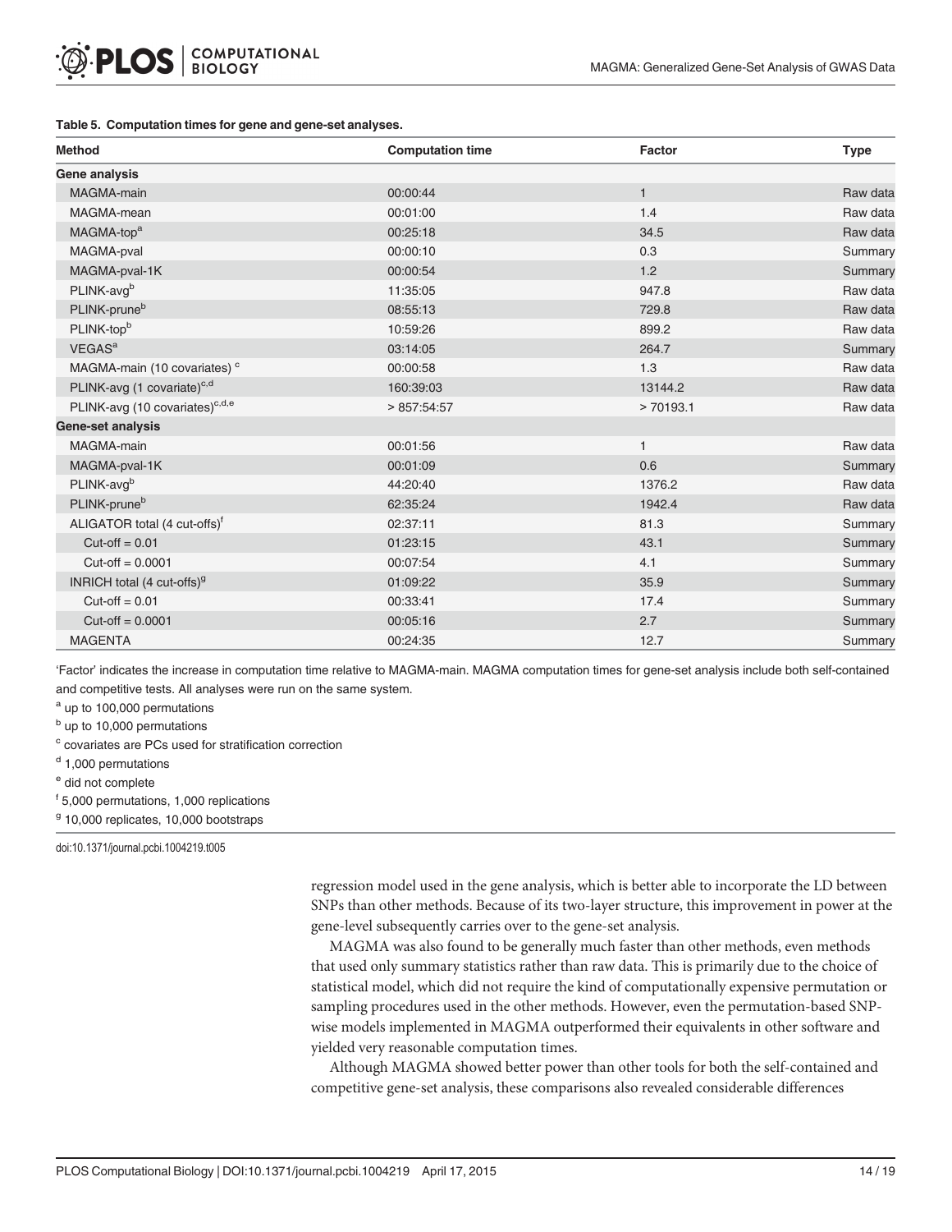**Table 5. Computation times for gene and gene-set analyses.**

| Method | Computation time | Factor | Type |
|---|---|---|---|
| **Gene analysis** | | | |
| MAGMA-main | 00:00:44 | 1 | Raw data |
| MAGMA-mean | 00:01:00 | 1.4 | Raw data |
| MAGMA-top[a] | 00:25:18 | 34.5 | Raw data |
| MAGMA-pval | 00:00:10 | 0.3 | Summary |
| MAGMA-pval-1K | 00:00:54 | 1.2 | Summary |
| PLINK-avg[b] | 11:35:05 | 947.8 | Raw data |
| PLINK-prune[b] | 08:55:13 | 729.8 | Raw data |
| PLINK-top[b] | 10:59:26 | 899.2 | Raw data |
| VEGAS[a] | 03:14:05 | 264.7 | Summary |
| MAGMA-main (10 covariates) [c] | 00:00:58 | 1.3 | Raw data |
| PLINK-avg (1 covariate)[c,d] | 160:39:03 | 13144.2 | Raw data |
| PLINK-avg (10 covariates)[c,d,e] | > 857:54:57 | > 70193.1 | Raw data |
| **Gene-set analysis** | | | |
| MAGMA-main | 00:01:56 | 1 | Raw data |
| MAGMA-pval-1K | 00:01:09 | 0.6 | Summary |
| PLINK-avg[b] | 44:20:40 | 1376.2 | Raw data |
| PLINK-prune[b] | 62:35:24 | 1942.4 | Raw data |
| ALIGATOR total (4 cut-offs)[f] | 02:37:11 | 81.3 | Summary |
| Cut-off = 0.01 | 01:23:15 | 43.1 | Summary |
| Cut-off = 0.0001 | 00:07:54 | 4.1 | Summary |
| INRICH total (4 cut-offs)[g] | 01:09:22 | 35.9 | Summary |
| Cut-off = 0.01 | 00:33:41 | 17.4 | Summary |
| Cut-off = 0.0001 | 00:05:16 | 2.7 | Summary |
| MAGENTA | 00:24:35 | 12.7 | Summary |

'Factor' indicates the increase in computation time relative to MAGMA-main. MAGMA computation times for gene-set analysis include both self-contained and competitive tests. All analyses were run on the same system.

[a] up to 100,000 permutations

[b] up to 10,000 permutations

[c] covariates are PCs used for stratification correction

[d] 1,000 permutations

[e] did not complete

[f] 5,000 permutations, 1,000 replications

[g] 10,000 replicates, 10,000 bootstraps

doi:10.1371/journal.pcbi.1004219.t005

regression model used in the gene analysis, which is better able to incorporate the LD between SNPs than other methods. Because of its two-layer structure, this improvement in power at the gene-level subsequently carries over to the gene-set analysis.

MAGMA was also found to be generally much faster than other methods, even methods that used only summary statistics rather than raw data. This is primarily due to the choice of statistical model, which did not require the kind of computationally expensive permutation or sampling procedures used in the other methods. However, even the permutation-based SNP-wise models implemented in MAGMA outperformed their equivalents in other software and yielded very reasonable computation times.

Although MAGMA showed better power than other tools for both the self-contained and competitive gene-set analysis, these comparisons also revealed considerable differences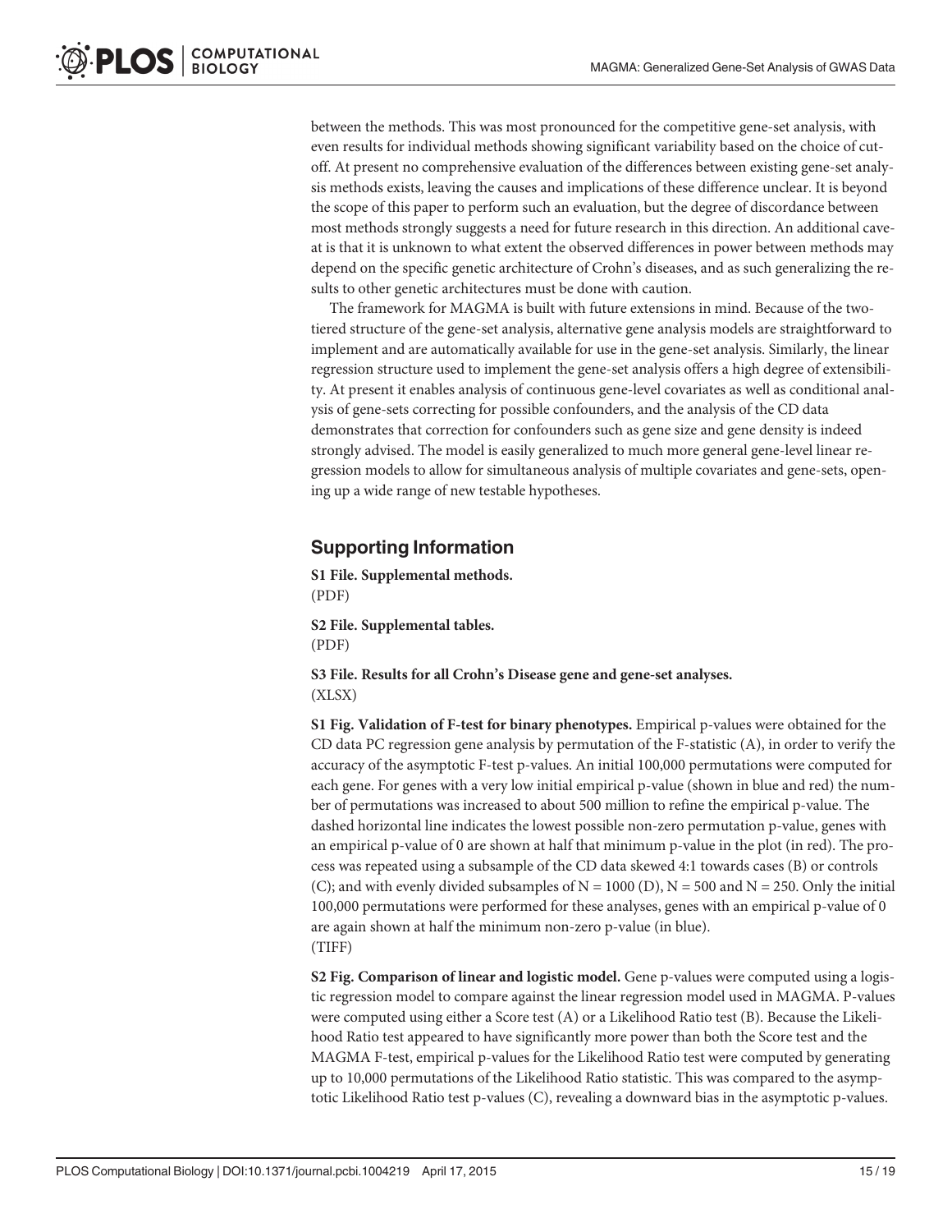between the methods. This was most pronounced for the competitive gene-set analysis, with even results for individual methods showing significant variability based on the choice of cut-off. At present no comprehensive evaluation of the differences between existing gene-set analysis methods exists, leaving the causes and implications of these difference unclear. It is beyond the scope of this paper to perform such an evaluation, but the degree of discordance between most methods strongly suggests a need for future research in this direction. An additional caveat is that it is unknown to what extent the observed differences in power between methods may depend on the specific genetic architecture of Crohn's diseases, and as such generalizing the results to other genetic architectures must be done with caution.

The framework for MAGMA is built with future extensions in mind. Because of the two-tiered structure of the gene-set analysis, alternative gene analysis models are straightforward to implement and are automatically available for use in the gene-set analysis. Similarly, the linear regression structure used to implement the gene-set analysis offers a high degree of extensibility. At present it enables analysis of continuous gene-level covariates as well as conditional analysis of gene-sets correcting for possible confounders, and the analysis of the CD data demonstrates that correction for confounders such as gene size and gene density is indeed strongly advised. The model is easily generalized to much more general gene-level linear regression models to allow for simultaneous analysis of multiple covariates and gene-sets, opening up a wide range of new testable hypotheses.

## Supporting Information

**S1 File. Supplemental methods.**
(PDF)

**S2 File. Supplemental tables.**
(PDF)

**S3 File. Results for all Crohn's Disease gene and gene-set analyses.**
(XLSX)

**S1 Fig. Validation of F-test for binary phenotypes.** Empirical p-values were obtained for the CD data PC regression gene analysis by permutation of the F-statistic (A), in order to verify the accuracy of the asymptotic F-test p-values. An initial 100,000 permutations were computed for each gene. For genes with a very low initial empirical p-value (shown in blue and red) the number of permutations was increased to about 500 million to refine the empirical p-value. The dashed horizontal line indicates the lowest possible non-zero permutation p-value, genes with an empirical p-value of 0 are shown at half that minimum p-value in the plot (in red). The process was repeated using a subsample of the CD data skewed 4:1 towards cases (B) or controls (C); and with evenly divided subsamples of N = 1000 (D), N = 500 and N = 250. Only the initial 100,000 permutations were performed for these analyses, genes with an empirical p-value of 0 are again shown at half the minimum non-zero p-value (in blue).
(TIFF)

**S2 Fig. Comparison of linear and logistic model.** Gene p-values were computed using a logistic regression model to compare against the linear regression model used in MAGMA. P-values were computed using either a Score test (A) or a Likelihood Ratio test (B). Because the Likelihood Ratio test appeared to have significantly more power than both the Score test and the MAGMA F-test, empirical p-values for the Likelihood Ratio test were computed by generating up to 10,000 permutations of the Likelihood Ratio statistic. This was compared to the asymptotic Likelihood Ratio test p-values (C), revealing a downward bias in the asymptotic p-values.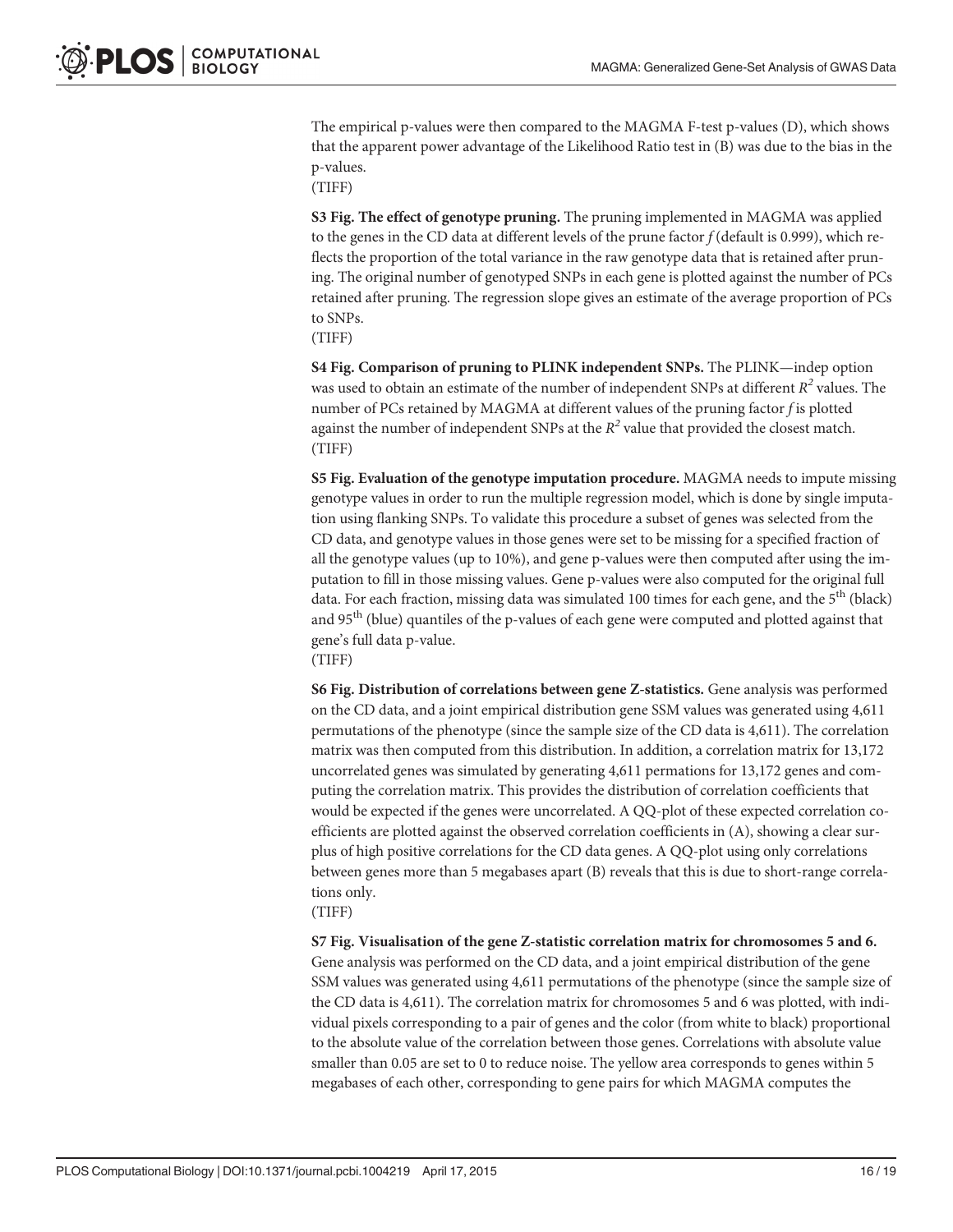The empirical p-values were then compared to the MAGMA F-test p-values (D), which shows that the apparent power advantage of the Likelihood Ratio test in (B) was due to the bias in the p-values.
(TIFF)

**S3 Fig. The effect of genotype pruning.** The pruning implemented in MAGMA was applied to the genes in the CD data at different levels of the prune factor $f$ (default is 0.999), which reflects the proportion of the total variance in the raw genotype data that is retained after pruning. The original number of genotyped SNPs in each gene is plotted against the number of PCs retained after pruning. The regression slope gives an estimate of the average proportion of PCs to SNPs.
(TIFF)

**S4 Fig. Comparison of pruning to PLINK independent SNPs.** The PLINK—indep option was used to obtain an estimate of the number of independent SNPs at different $R^2$ values. The number of PCs retained by MAGMA at different values of the pruning factor $f$ is plotted against the number of independent SNPs at the $R^2$ value that provided the closest match.
(TIFF)

**S5 Fig. Evaluation of the genotype imputation procedure.** MAGMA needs to impute missing genotype values in order to run the multiple regression model, which is done by single imputation using flanking SNPs. To validate this procedure a subset of genes was selected from the CD data, and genotype values in those genes were set to be missing for a specified fraction of all the genotype values (up to 10%), and gene p-values were then computed after using the imputation to fill in those missing values. Gene p-values were also computed for the original full data. For each fraction, missing data was simulated 100 times for each gene, and the 5$^{th}$ (black) and 95$^{th}$ (blue) quantiles of the p-values of each gene were computed and plotted against that gene's full data p-value.
(TIFF)

**S6 Fig. Distribution of correlations between gene Z-statistics.** Gene analysis was performed on the CD data, and a joint empirical distribution gene SSM values was generated using 4,611 permutations of the phenotype (since the sample size of the CD data is 4,611). The correlation matrix was then computed from this distribution. In addition, a correlation matrix for 13,172 uncorrelated genes was simulated by generating 4,611 permations for 13,172 genes and computing the correlation matrix. This provides the distribution of correlation coefficients that would be expected if the genes were uncorrelated. A QQ-plot of these expected correlation coefficients are plotted against the observed correlation coefficients in (A), showing a clear surplus of high positive correlations for the CD data genes. A QQ-plot using only correlations between genes more than 5 megabases apart (B) reveals that this is due to short-range correlations only.
(TIFF)

**S7 Fig. Visualisation of the gene Z-statistic correlation matrix for chromosomes 5 and 6.** Gene analysis was performed on the CD data, and a joint empirical distribution of the gene SSM values was generated using 4,611 permutations of the phenotype (since the sample size of the CD data is 4,611). The correlation matrix for chromosomes 5 and 6 was plotted, with individual pixels corresponding to a pair of genes and the color (from white to black) proportional to the absolute value of the correlation between those genes. Correlations with absolute value smaller than 0.05 are set to 0 to reduce noise. The yellow area corresponds to genes within 5 megabases of each other, corresponding to gene pairs for which MAGMA computes the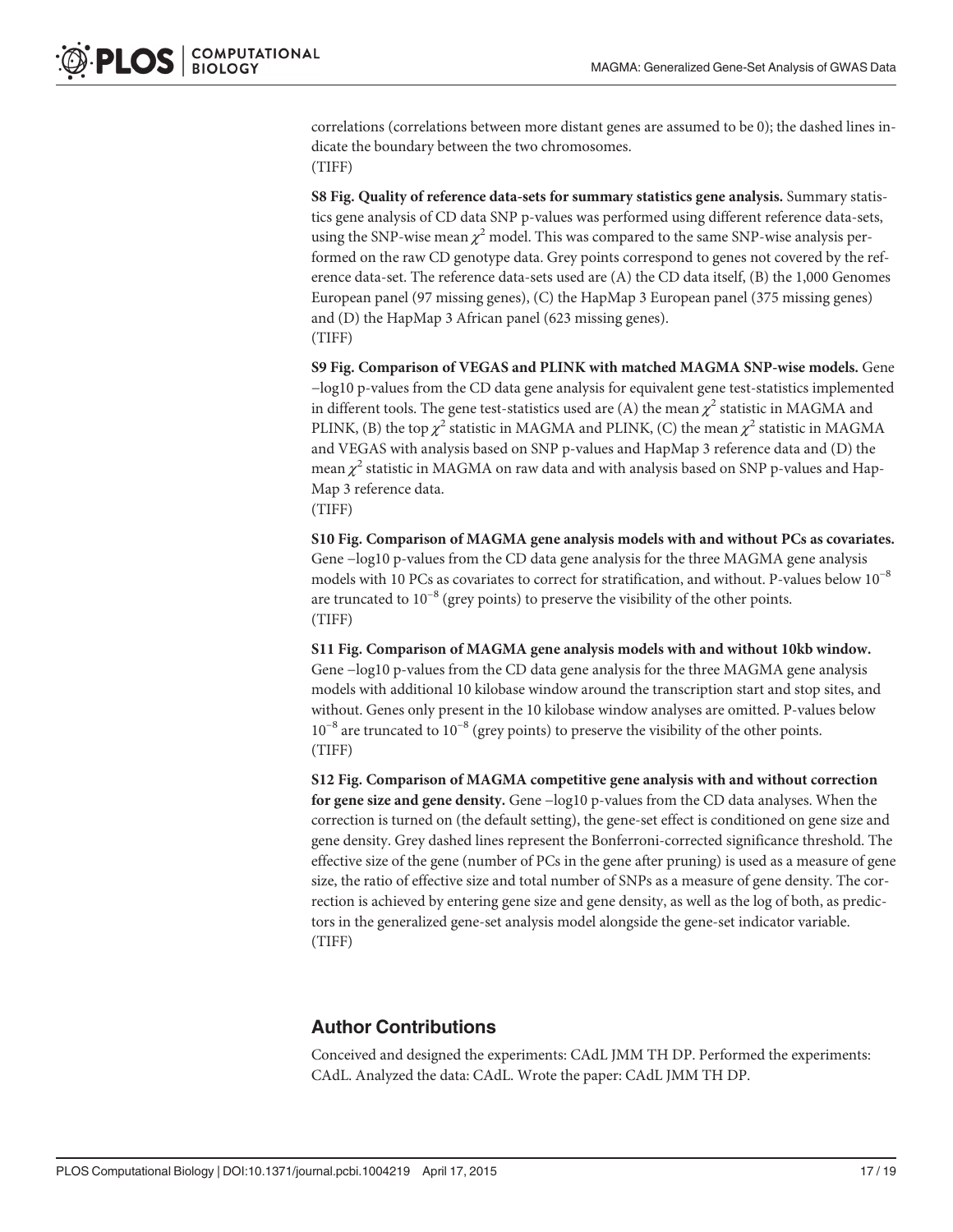correlations (correlations between more distant genes are assumed to be 0); the dashed lines indicate the boundary between the two chromosomes.
(TIFF)

**S8 Fig. Quality of reference data-sets for summary statistics gene analysis.** Summary statistics gene analysis of CD data SNP p-values was performed using different reference data-sets, using the SNP-wise mean $\chi^2$ model. This was compared to the same SNP-wise analysis performed on the raw CD genotype data. Grey points correspond to genes not covered by the reference data-set. The reference data-sets used are (A) the CD data itself, (B) the 1,000 Genomes European panel (97 missing genes), (C) the HapMap 3 European panel (375 missing genes) and (D) the HapMap 3 African panel (623 missing genes).
(TIFF)

**S9 Fig. Comparison of VEGAS and PLINK with matched MAGMA SNP-wise models.** Gene –log10 p-values from the CD data gene analysis for equivalent gene test-statistics implemented in different tools. The gene test-statistics used are (A) the mean $\chi^2$ statistic in MAGMA and PLINK, (B) the top $\chi^2$ statistic in MAGMA and PLINK, (C) the mean $\chi^2$ statistic in MAGMA and VEGAS with analysis based on SNP p-values and HapMap 3 reference data and (D) the mean $\chi^2$ statistic in MAGMA on raw data and with analysis based on SNP p-values and HapMap 3 reference data.
(TIFF)

**S10 Fig. Comparison of MAGMA gene analysis models with and without PCs as covariates.** Gene –log10 p-values from the CD data gene analysis for the three MAGMA gene analysis models with 10 PCs as covariates to correct for stratification, and without. P-values below $10^{-8}$ are truncated to $10^{-8}$ (grey points) to preserve the visibility of the other points.
(TIFF)

**S11 Fig. Comparison of MAGMA gene analysis models with and without 10kb window.** Gene –log10 p-values from the CD data gene analysis for the three MAGMA gene analysis models with additional 10 kilobase window around the transcription start and stop sites, and without. Genes only present in the 10 kilobase window analyses are omitted. P-values below $10^{-8}$ are truncated to $10^{-8}$ (grey points) to preserve the visibility of the other points.
(TIFF)

**S12 Fig. Comparison of MAGMA competitive gene analysis with and without correction for gene size and gene density.** Gene –log10 p-values from the CD data analyses. When the correction is turned on (the default setting), the gene-set effect is conditioned on gene size and gene density. Grey dashed lines represent the Bonferroni-corrected significance threshold. The effective size of the gene (number of PCs in the gene after pruning) is used as a measure of gene size, the ratio of effective size and total number of SNPs as a measure of gene density. The correction is achieved by entering gene size and gene density, as well as the log of both, as predictors in the generalized gene-set analysis model alongside the gene-set indicator variable.
(TIFF)

## Author Contributions

Conceived and designed the experiments: CAdL JMM TH DP. Performed the experiments: CAdL. Analyzed the data: CAdL. Wrote the paper: CAdL JMM TH DP.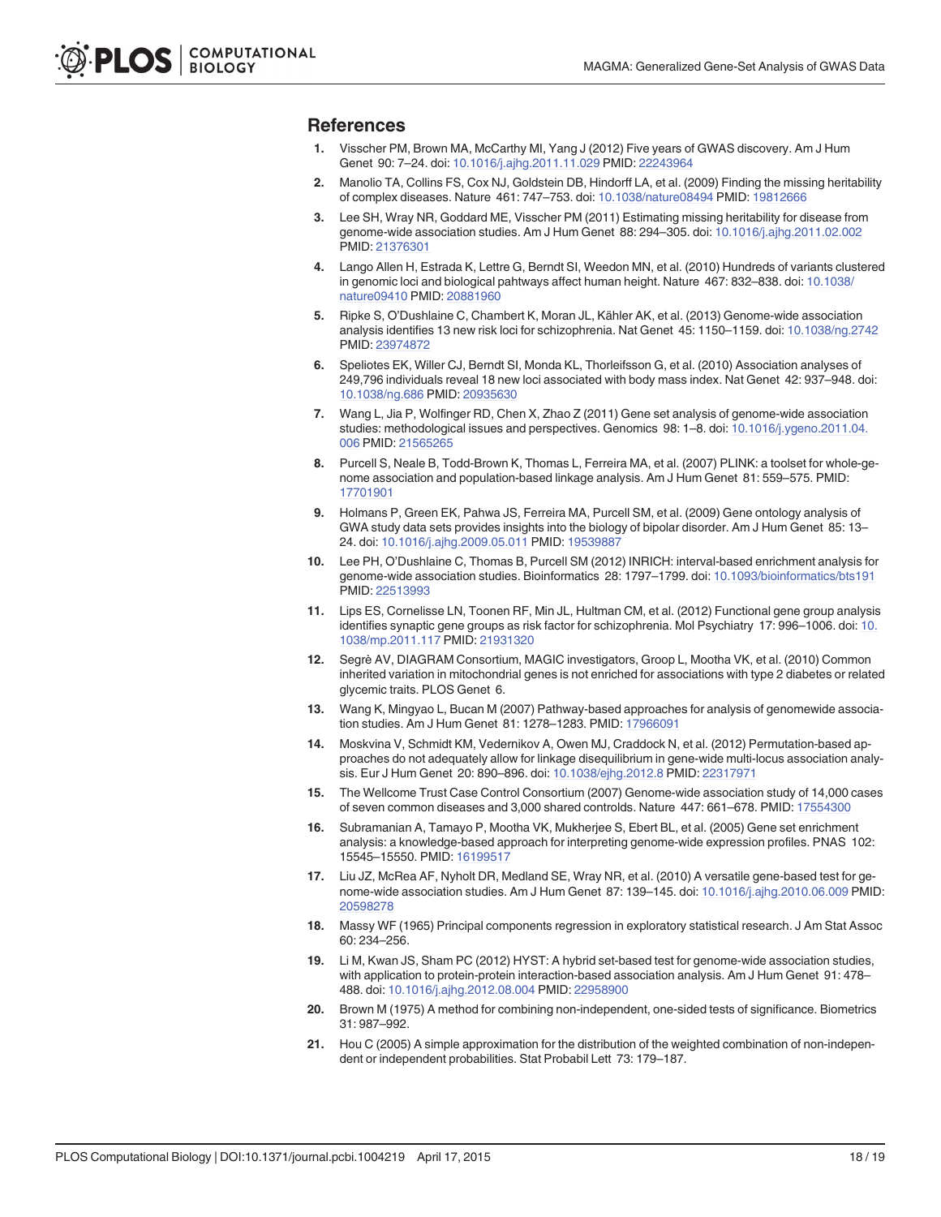## References

1. Visscher PM, Brown MA, McCarthy MI, Yang J (2012) Five years of GWAS discovery. Am J Hum Genet 90: 7–24. doi: 10.1016/j.ajhg.2011.11.029 PMID: 22243964
2. Manolio TA, Collins FS, Cox NJ, Goldstein DB, Hindorff LA, et al. (2009) Finding the missing heritability of complex diseases. Nature 461: 747–753. doi: 10.1038/nature08494 PMID: 19812666
3. Lee SH, Wray NR, Goddard ME, Visscher PM (2011) Estimating missing heritability for disease from genome-wide association studies. Am J Hum Genet 88: 294–305. doi: 10.1016/j.ajhg.2011.02.002 PMID: 21376301
4. Lango Allen H, Estrada K, Lettre G, Berndt SI, Weedon MN, et al. (2010) Hundreds of variants clustered in genomic loci and biological pahtways affect human height. Nature 467: 832–838. doi: 10.1038/nature09410 PMID: 20881960
5. Ripke S, O'Dushlaine C, Chambert K, Moran JL, Kähler AK, et al. (2013) Genome-wide association analysis identifies 13 new risk loci for schizophrenia. Nat Genet 45: 1150–1159. doi: 10.1038/ng.2742 PMID: 23974872
6. Speliotes EK, Willer CJ, Berndt SI, Monda KL, Thorleifsson G, et al. (2010) Association analyses of 249,796 individuals reveal 18 new loci associated with body mass index. Nat Genet 42: 937–948. doi: 10.1038/ng.686 PMID: 20935630
7. Wang L, Jia P, Wolfinger RD, Chen X, Zhao Z (2011) Gene set analysis of genome-wide association studies: methodological issues and perspectives. Genomics 98: 1–8. doi: 10.1016/j.ygeno.2011.04.006 PMID: 21565265
8. Purcell S, Neale B, Todd-Brown K, Thomas L, Ferreira MA, et al. (2007) PLINK: a toolset for whole-genome association and population-based linkage analysis. Am J Hum Genet 81: 559–575. PMID: 17701901
9. Holmans P, Green EK, Pahwa JS, Ferreira MA, Purcell SM, et al. (2009) Gene ontology analysis of GWA study data sets provides insights into the biology of bipolar disorder. Am J Hum Genet 85: 13–24. doi: 10.1016/j.ajhg.2009.05.011 PMID: 19539887
10. Lee PH, O'Dushlaine C, Thomas B, Purcell SM (2012) INRICH: interval-based enrichment analysis for genome-wide association studies. Bioinformatics 28: 1797–1799. doi: 10.1093/bioinformatics/bts191 PMID: 22513993
11. Lips ES, Cornelisse LN, Toonen RF, Min JL, Hultman CM, et al. (2012) Functional gene group analysis identifies synaptic gene groups as risk factor for schizophrenia. Mol Psychiatry 17: 996–1006. doi: 10.1038/mp.2011.117 PMID: 21931320
12. Segrè AV, DIAGRAM Consortium, MAGIC investigators, Groop L, Mootha VK, et al. (2010) Common inherited variation in mitochondrial genes is not enriched for associations with type 2 diabetes or related glycemic traits. PLOS Genet 6.
13. Wang K, Mingyao L, Bucan M (2007) Pathway-based approaches for analysis of genomewide association studies. Am J Hum Genet 81: 1278–1283. PMID: 17966091
14. Moskvina V, Schmidt KM, Vedernikov A, Owen MJ, Craddock N, et al. (2012) Permutation-based approaches do not adequately allow for linkage disequilibrium in gene-wide multi-locus association analysis. Eur J Hum Genet 20: 890–896. doi: 10.1038/ejhg.2012.8 PMID: 22317971
15. The Wellcome Trust Case Control Consortium (2007) Genome-wide association study of 14,000 cases of seven common diseases and 3,000 shared controlds. Nature 447: 661–678. PMID: 17554300
16. Subramanian A, Tamayo P, Mootha VK, Mukherjee S, Ebert BL, et al. (2005) Gene set enrichment analysis: a knowledge-based approach for interpreting genome-wide expression profiles. PNAS 102: 15545–15550. PMID: 16199517
17. Liu JZ, McRea AF, Nyholt DR, Medland SE, Wray NR, et al. (2010) A versatile gene-based test for genome-wide association studies. Am J Hum Genet 87: 139–145. doi: 10.1016/j.ajhg.2010.06.009 PMID: 20598278
18. Massy WF (1965) Principal components regression in exploratory statistical research. J Am Stat Assoc 60: 234–256.
19. Li M, Kwan JS, Sham PC (2012) HYST: A hybrid set-based test for genome-wide association studies, with application to protein-protein interaction-based association analysis. Am J Hum Genet 91: 478–488. doi: 10.1016/j.ajhg.2012.08.004 PMID: 22958900
20. Brown M (1975) A method for combining non-independent, one-sided tests of significance. Biometrics 31: 987–992.
21. Hou C (2005) A simple approximation for the distribution of the weighted combination of non-independent or independent probabilities. Stat Probabil Lett 73: 179–187.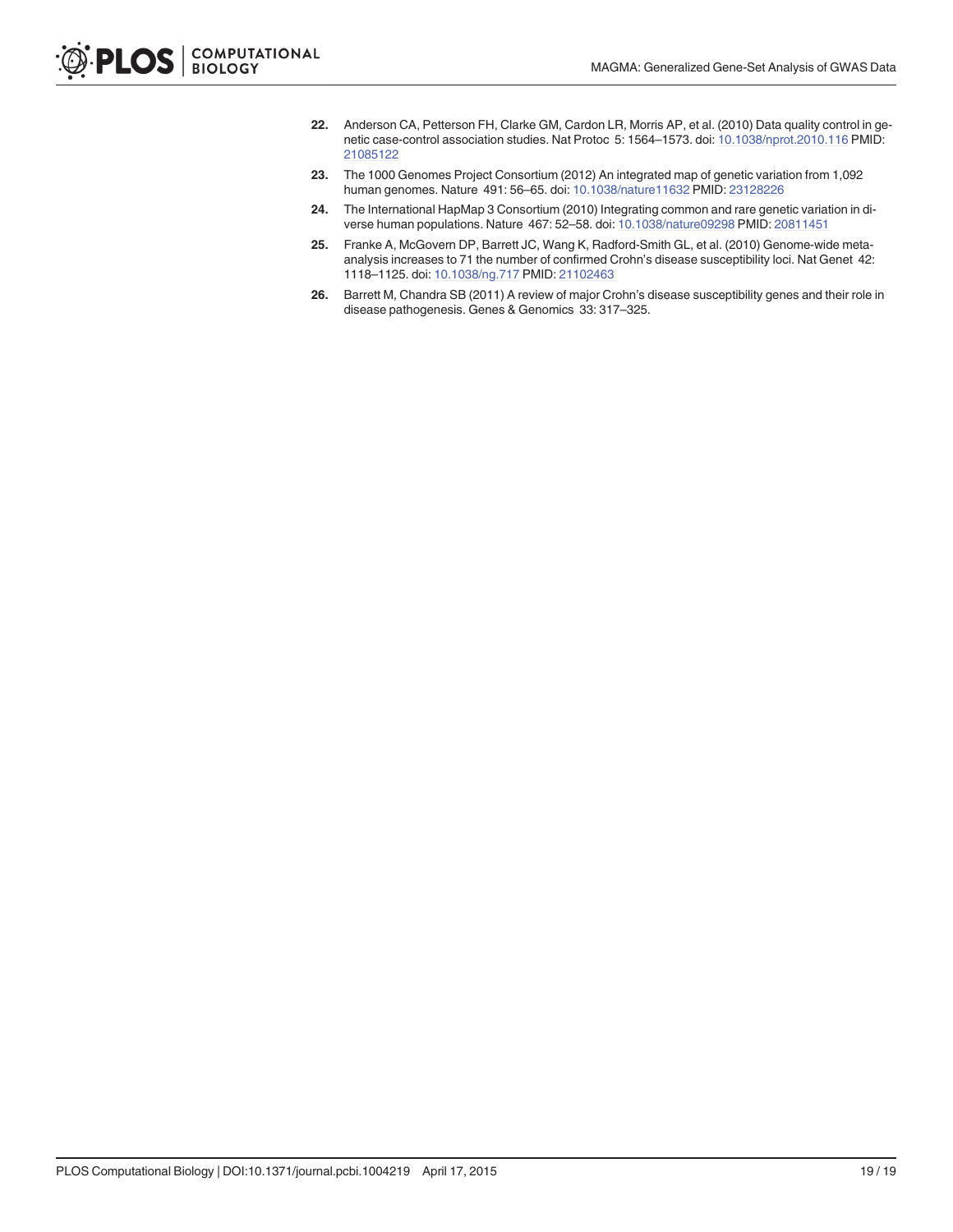22. Anderson CA, Petterson FH, Clarke GM, Cardon LR, Morris AP, et al. (2010) Data quality control in genetic case-control association studies. Nat Protoc 5: 1564–1573. doi: 10.1038/nprot.2010.116 PMID: 21085122

23. The 1000 Genomes Project Consortium (2012) An integrated map of genetic variation from 1,092 human genomes. Nature 491: 56–65. doi: 10.1038/nature11632 PMID: 23128226

24. The International HapMap 3 Consortium (2010) Integrating common and rare genetic variation in diverse human populations. Nature 467: 52–58. doi: 10.1038/nature09298 PMID: 20811451

25. Franke A, McGovern DP, Barrett JC, Wang K, Radford-Smith GL, et al. (2010) Genome-wide meta-analysis increases to 71 the number of confirmed Crohn's disease susceptibility loci. Nat Genet 42: 1118–1125. doi: 10.1038/ng.717 PMID: 21102463

26. Barrett M, Chandra SB (2011) A review of major Crohn's disease susceptibility genes and their role in disease pathogenesis. Genes & Genomics 33: 317–325.